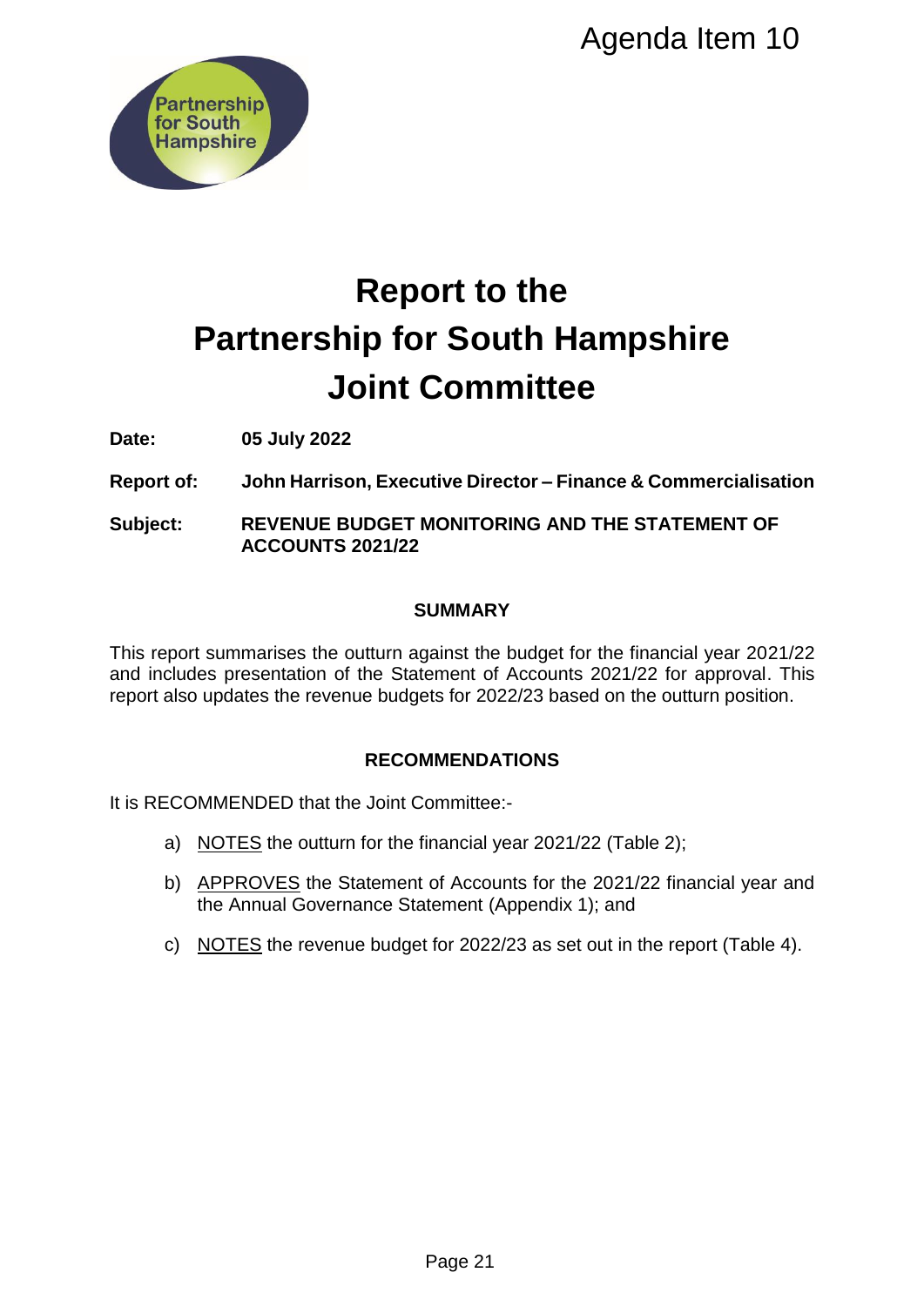Agenda Item 10

# Report to the Partnership for South Hampshire Joint Committee

**Date:** **05 July 2022**

**Report of:** **John Harrison, Executive Director – Finance & Commercialisation**

**Subject:** **REVENUE BUDGET MONITORING AND THE STATEMENT OF ACCOUNTS 2021/22**

## SUMMARY

This report summarises the outturn against the budget for the financial year 2021/22 and includes presentation of the Statement of Accounts 2021/22 for approval. This report also updates the revenue budgets for 2022/23 based on the outturn position.

## RECOMMENDATIONS

It is RECOMMENDED that the Joint Committee:-

a) NOTES the outturn for the financial year 2021/22 (Table 2);

b) APPROVES the Statement of Accounts for the 2021/22 financial year and the Annual Governance Statement (Appendix 1); and

c) NOTES the revenue budget for 2022/23 as set out in the report (Table 4).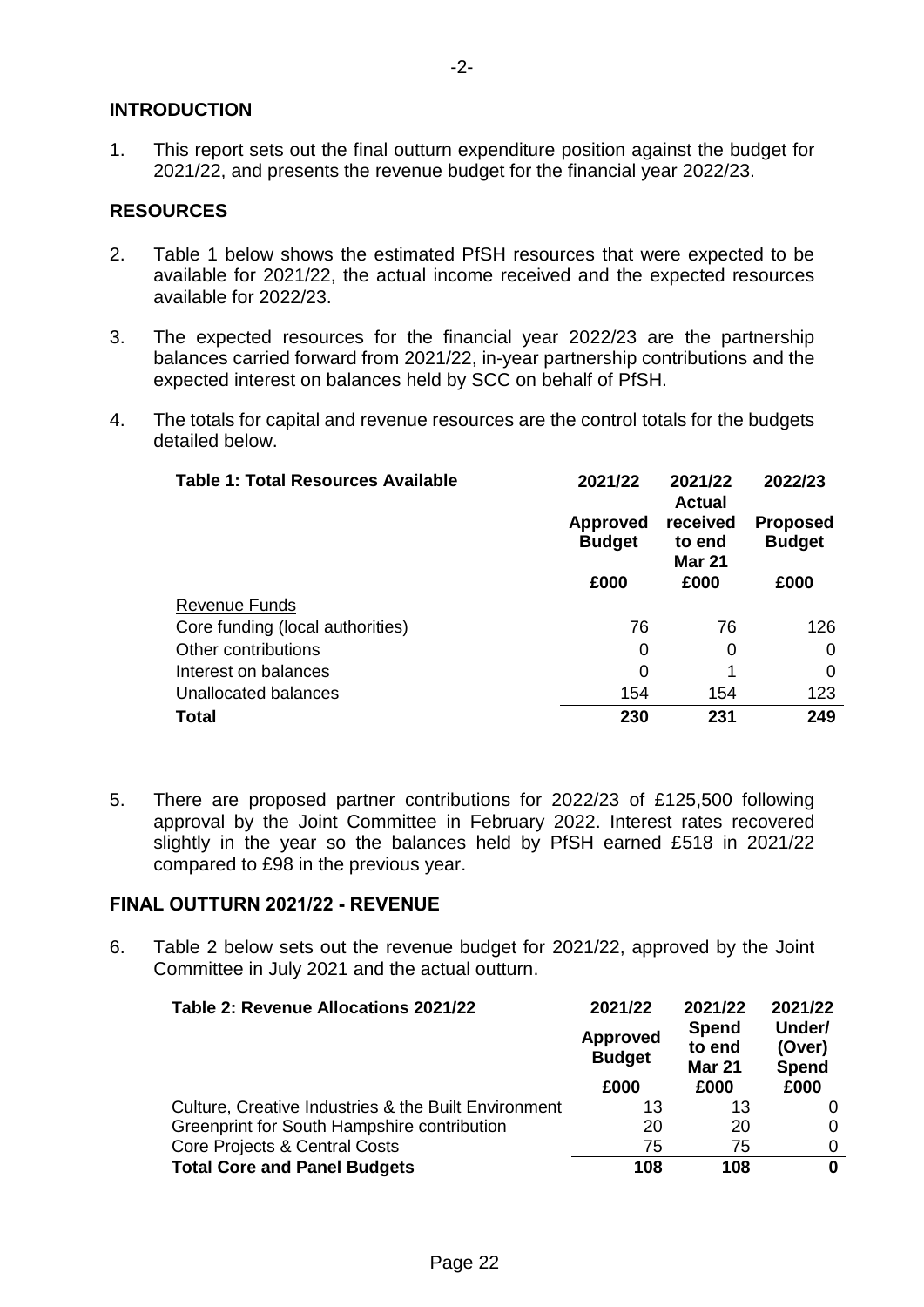## INTRODUCTION

1. This report sets out the final outturn expenditure position against the budget for 2021/22, and presents the revenue budget for the financial year 2022/23.

## RESOURCES

2. Table 1 below shows the estimated PfSH resources that were expected to be available for 2021/22, the actual income received and the expected resources available for 2022/23.

3. The expected resources for the financial year 2022/23 are the partnership balances carried forward from 2021/22, in-year partnership contributions and the expected interest on balances held by SCC on behalf of PfSH.

4. The totals for capital and revenue resources are the control totals for the budgets detailed below.

| **Table 1: Total Resources Available** | **2021/22 Approved Budget £000** | **2021/22 Actual received to end Mar 21 £000** | **2022/23 Proposed Budget £000** |
|---|---|---|---|
| Revenue Funds | | | |
| Core funding (local authorities) | 76 | 76 | 126 |
| Other contributions | 0 | 0 | 0 |
| Interest on balances | 0 | 1 | 0 |
| Unallocated balances | 154 | 154 | 123 |
| **Total** | **230** | **231** | **249** |

5. There are proposed partner contributions for 2022/23 of £125,500 following approval by the Joint Committee in February 2022. Interest rates recovered slightly in the year so the balances held by PfSH earned £518 in 2021/22 compared to £98 in the previous year.

## FINAL OUTTURN 2021/22 - REVENUE

6. Table 2 below sets out the revenue budget for 2021/22, approved by the Joint Committee in July 2021 and the actual outturn.

| **Table 2: Revenue Allocations 2021/22** | **2021/22 Approved Budget £000** | **2021/22 Spend to end Mar 21 £000** | **2021/22 Under/ (Over) Spend £000** |
|---|---|---|---|
| Culture, Creative Industries & the Built Environment | 13 | 13 | 0 |
| Greenprint for South Hampshire contribution | 20 | 20 | 0 |
| Core Projects & Central Costs | 75 | 75 | 0 |
| **Total Core and Panel Budgets** | **108** | **108** | **0** |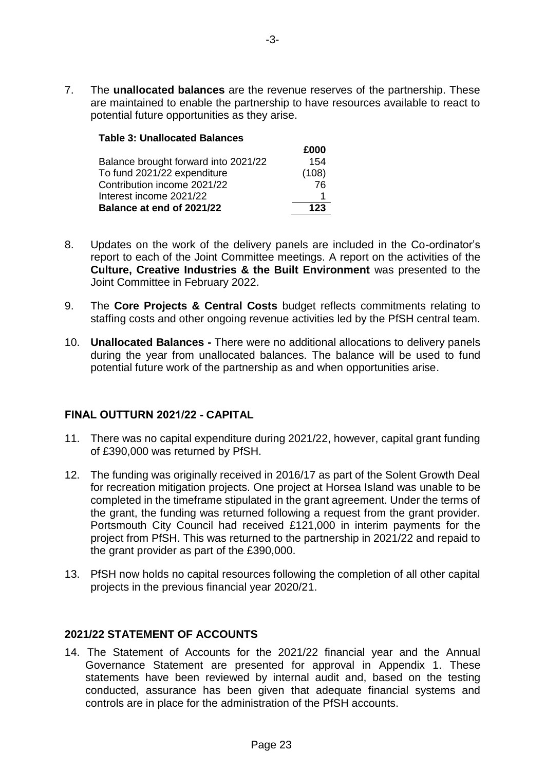7. The **unallocated balances** are the revenue reserves of the partnership. These are maintained to enable the partnership to have resources available to react to potential future opportunities as they arise.

**Table 3: Unallocated Balances**

| | £000 |
|---|---|
| Balance brought forward into 2021/22 | 154 |
| To fund 2021/22 expenditure | (108) |
| Contribution income 2021/22 | 76 |
| Interest income 2021/22 | 1 |
| **Balance at end of 2021/22** | **123** |

8. Updates on the work of the delivery panels are included in the Co-ordinator's report to each of the Joint Committee meetings. A report on the activities of the **Culture, Creative Industries & the Built Environment** was presented to the Joint Committee in February 2022.

9. The **Core Projects & Central Costs** budget reflects commitments relating to staffing costs and other ongoing revenue activities led by the PfSH central team.

10. **Unallocated Balances -** There were no additional allocations to delivery panels during the year from unallocated balances. The balance will be used to fund potential future work of the partnership as and when opportunities arise.

## FINAL OUTTURN 2021/22 - CAPITAL

11. There was no capital expenditure during 2021/22, however, capital grant funding of £390,000 was returned by PfSH.

12. The funding was originally received in 2016/17 as part of the Solent Growth Deal for recreation mitigation projects. One project at Horsea Island was unable to be completed in the timeframe stipulated in the grant agreement. Under the terms of the grant, the funding was returned following a request from the grant provider. Portsmouth City Council had received £121,000 in interim payments for the project from PfSH. This was returned to the partnership in 2021/22 and repaid to the grant provider as part of the £390,000.

13. PfSH now holds no capital resources following the completion of all other capital projects in the previous financial year 2020/21.

## 2021/22 STATEMENT OF ACCOUNTS

14. The Statement of Accounts for the 2021/22 financial year and the Annual Governance Statement are presented for approval in Appendix 1. These statements have been reviewed by internal audit and, based on the testing conducted, assurance has been given that adequate financial systems and controls are in place for the administration of the PfSH accounts.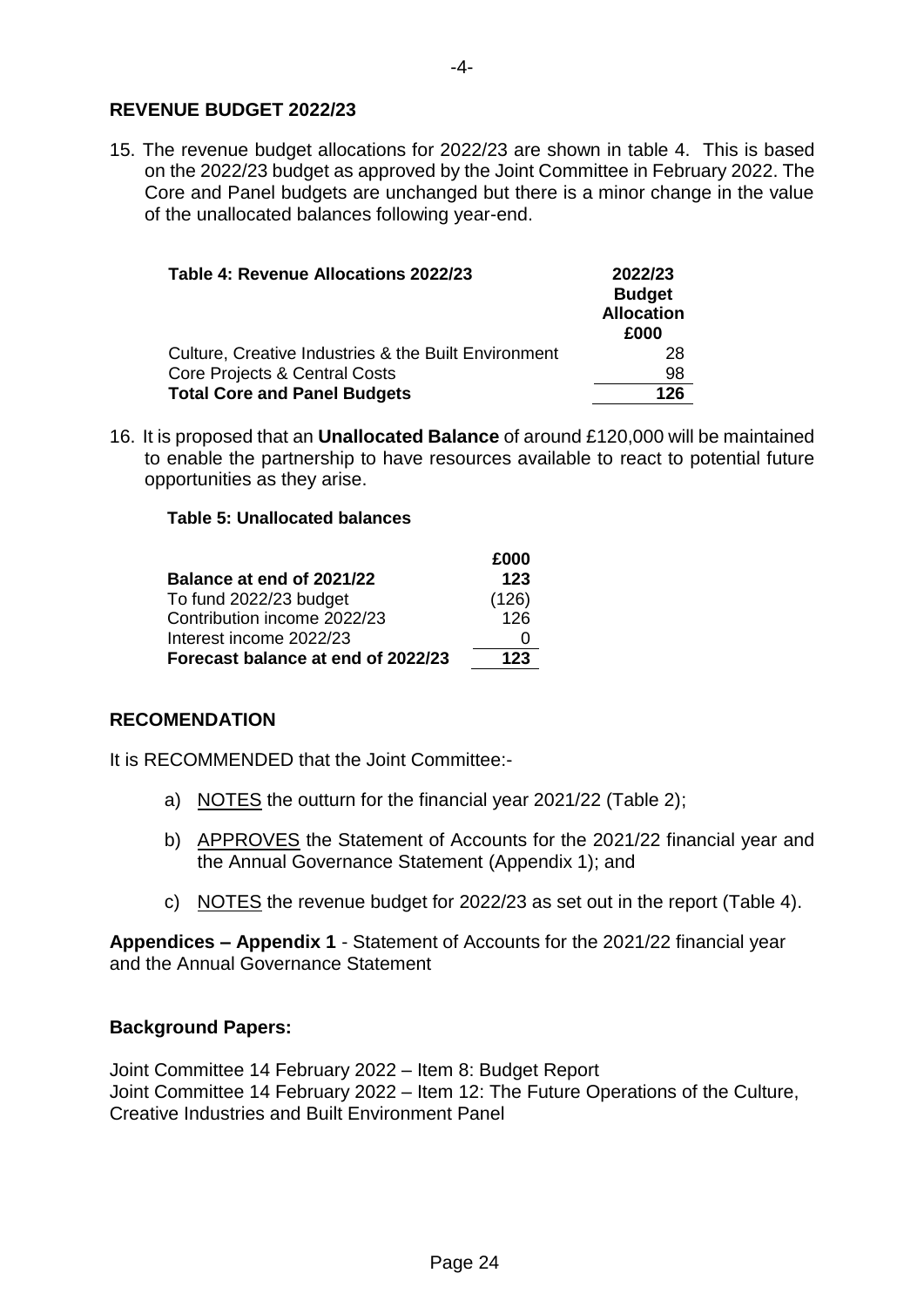## REVENUE BUDGET 2022/23

15. The revenue budget allocations for 2022/23 are shown in table 4. This is based on the 2022/23 budget as approved by the Joint Committee in February 2022. The Core and Panel budgets are unchanged but there is a minor change in the value of the unallocated balances following year-end.

| **Table 4: Revenue Allocations 2022/23** | **2022/23 Budget Allocation £000** |
|---|---|
| Culture, Creative Industries & the Built Environment | 28 |
| Core Projects & Central Costs | 98 |
| **Total Core and Panel Budgets** | **126** |

16. It is proposed that an **Unallocated Balance** of around £120,000 will be maintained to enable the partnership to have resources available to react to potential future opportunities as they arise.

**Table 5: Unallocated balances**

| | **£000** |
|---|---|
| **Balance at end of 2021/22** | **123** |
| To fund 2022/23 budget | (126) |
| Contribution income 2022/23 | 126 |
| Interest income 2022/23 | 0 |
| **Forecast balance at end of 2022/23** | **123** |

## RECOMENDATION

It is RECOMMENDED that the Joint Committee:-

a) NOTES the outturn for the financial year 2021/22 (Table 2);

b) APPROVES the Statement of Accounts for the 2021/22 financial year and the Annual Governance Statement (Appendix 1); and

c) NOTES the revenue budget for 2022/23 as set out in the report (Table 4).

**Appendices – Appendix 1** - Statement of Accounts for the 2021/22 financial year and the Annual Governance Statement

**Background Papers:**

Joint Committee 14 February 2022 – Item 8: Budget Report
Joint Committee 14 February 2022 – Item 12: The Future Operations of the Culture, Creative Industries and Built Environment Panel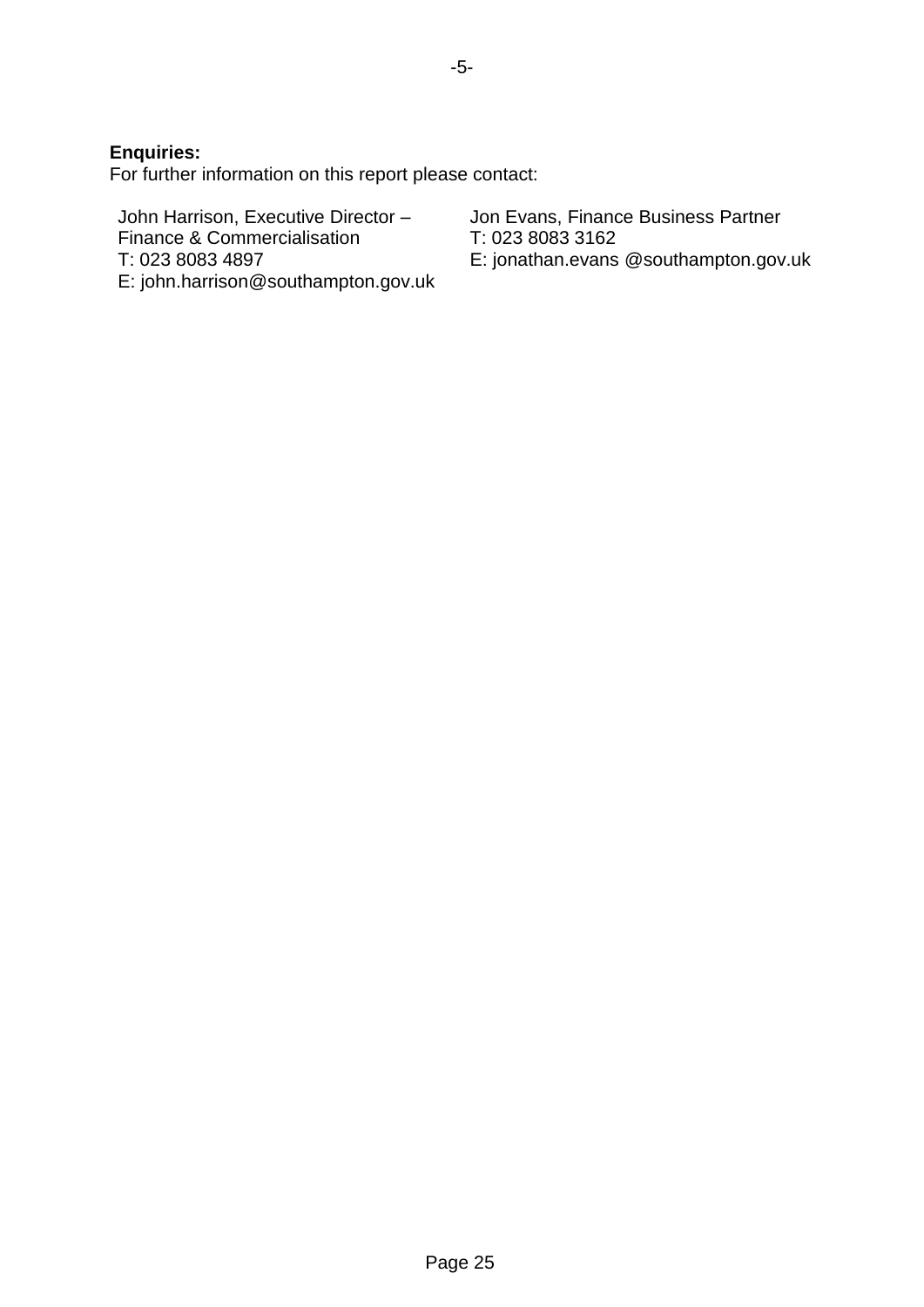**Enquiries:**
For further information on this report please contact:

John Harrison, Executive Director – Finance & Commercialisation
T: 023 8083 4897
E: john.harrison@southampton.gov.uk

Jon Evans, Finance Business Partner
T: 023 8083 3162
E: jonathan.evans @southampton.gov.uk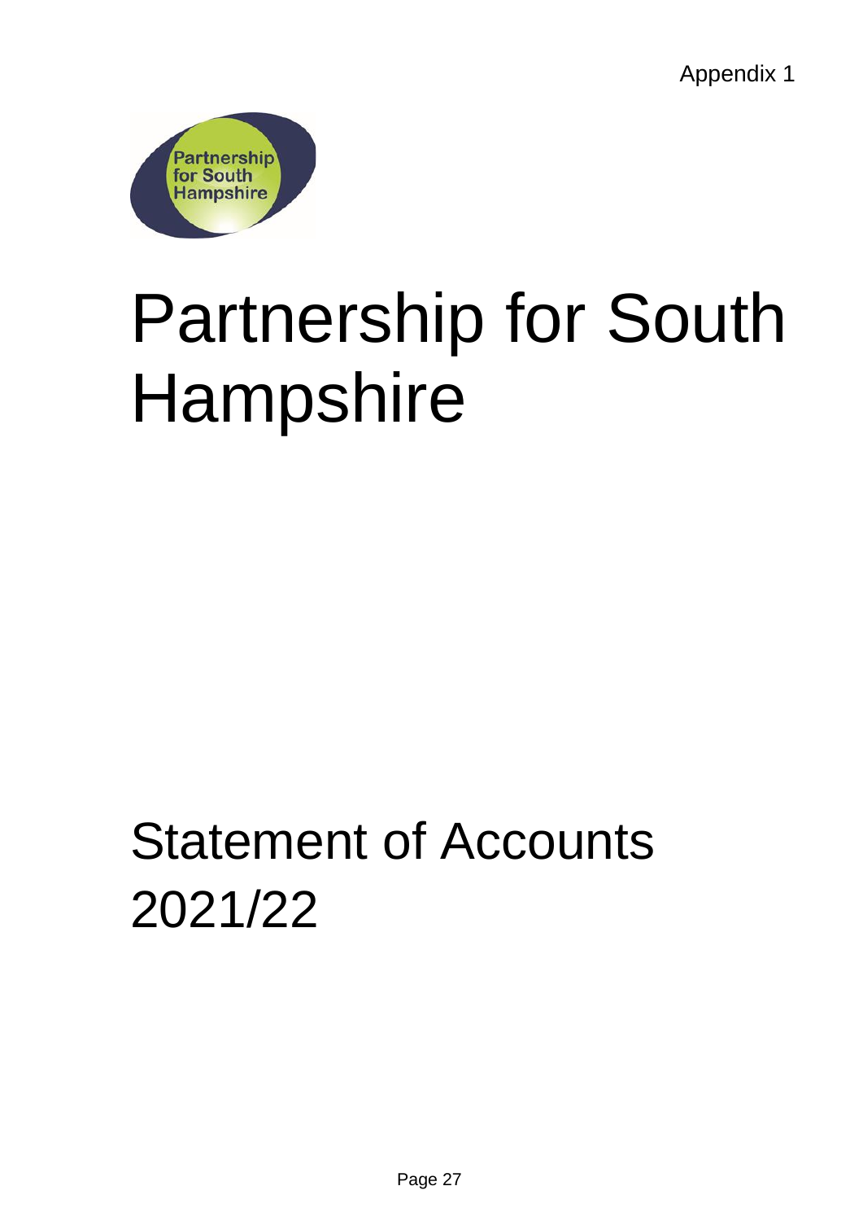Appendix 1

Partnership for South Hampshire

# Partnership for South Hampshire

# Statement of Accounts 2021/22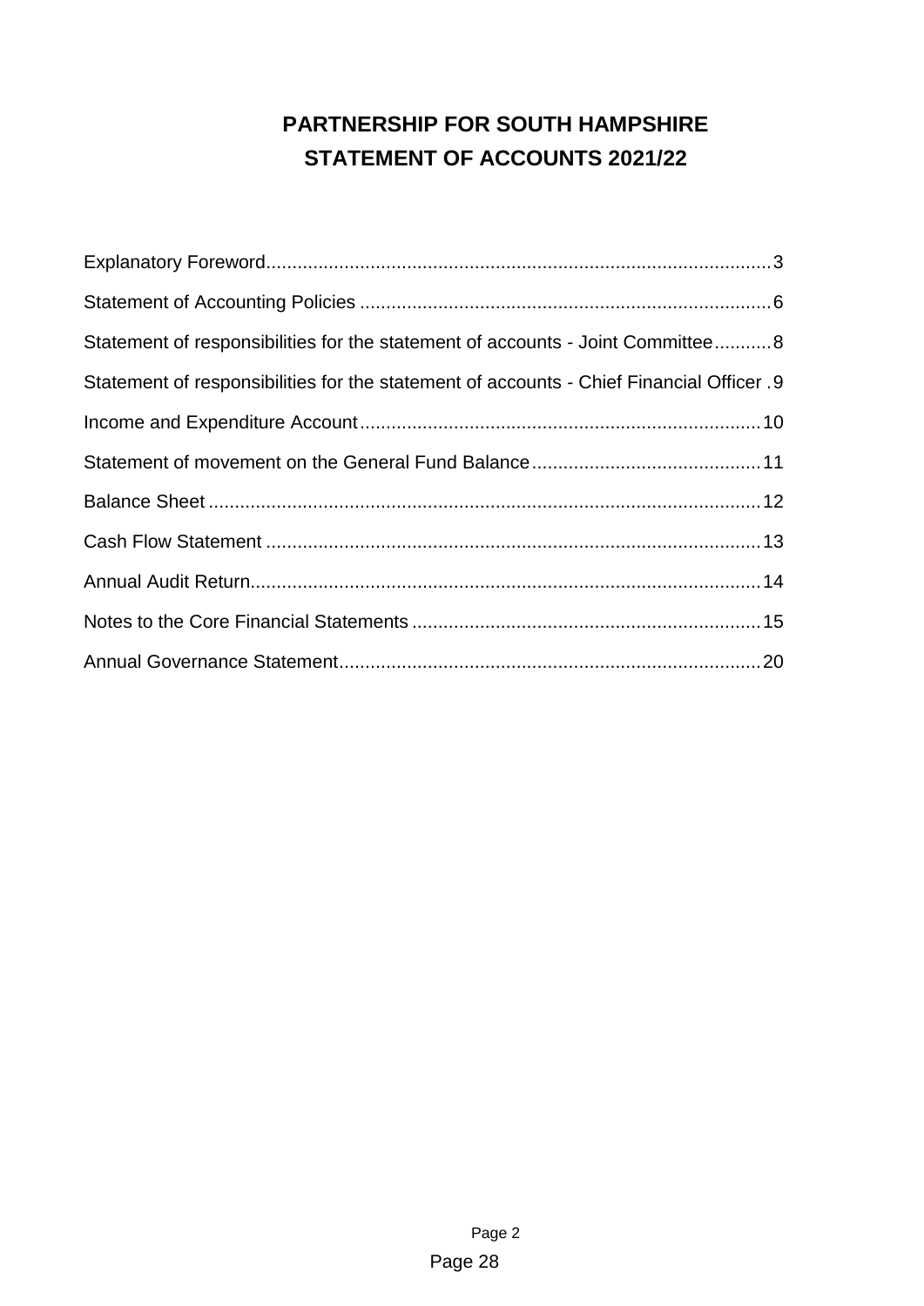# PARTNERSHIP FOR SOUTH HAMPSHIRE
# STATEMENT OF ACCOUNTS 2021/22

| | |
|---|---|
| Explanatory Foreword | 3 |
| Statement of Accounting Policies | 6 |
| Statement of responsibilities for the statement of accounts - Joint Committee | 8 |
| Statement of responsibilities for the statement of accounts - Chief Financial Officer | 9 |
| Income and Expenditure Account | 10 |
| Statement of movement on the General Fund Balance | 11 |
| Balance Sheet | 12 |
| Cash Flow Statement | 13 |
| Annual Audit Return | 14 |
| Notes to the Core Financial Statements | 15 |
| Annual Governance Statement | 20 |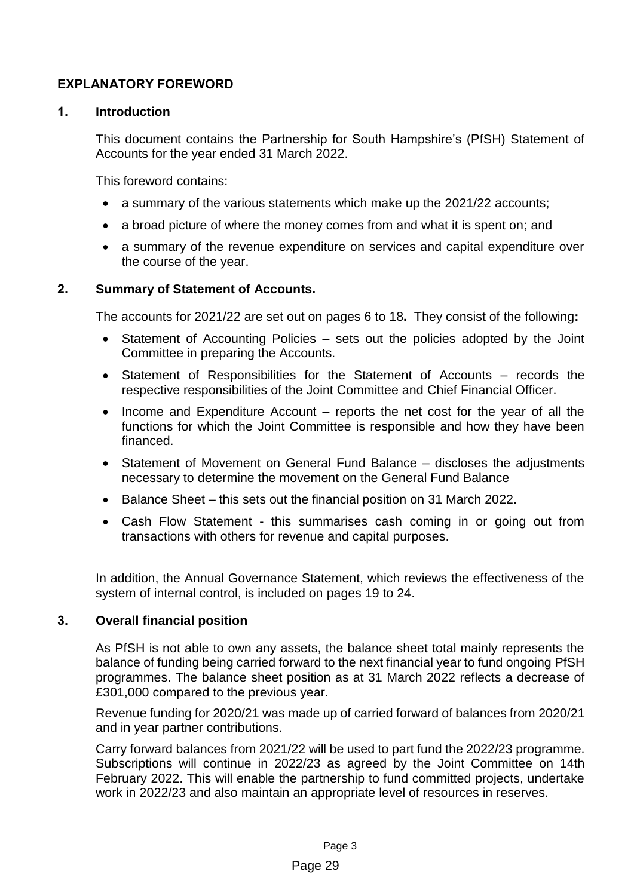## EXPLANATORY FOREWORD

### 1. Introduction

This document contains the Partnership for South Hampshire's (PfSH) Statement of Accounts for the year ended 31 March 2022.

This foreword contains:

- a summary of the various statements which make up the 2021/22 accounts;
- a broad picture of where the money comes from and what it is spent on; and
- a summary of the revenue expenditure on services and capital expenditure over the course of the year.

### 2. Summary of Statement of Accounts.

The accounts for 2021/22 are set out on pages 6 to 18**.** They consist of the following**:**

- Statement of Accounting Policies – sets out the policies adopted by the Joint Committee in preparing the Accounts.
- Statement of Responsibilities for the Statement of Accounts – records the respective responsibilities of the Joint Committee and Chief Financial Officer.
- Income and Expenditure Account – reports the net cost for the year of all the functions for which the Joint Committee is responsible and how they have been financed.
- Statement of Movement on General Fund Balance – discloses the adjustments necessary to determine the movement on the General Fund Balance
- Balance Sheet – this sets out the financial position on 31 March 2022.
- Cash Flow Statement - this summarises cash coming in or going out from transactions with others for revenue and capital purposes.

In addition, the Annual Governance Statement, which reviews the effectiveness of the system of internal control, is included on pages 19 to 24.

### 3. Overall financial position

As PfSH is not able to own any assets, the balance sheet total mainly represents the balance of funding being carried forward to the next financial year to fund ongoing PfSH programmes. The balance sheet position as at 31 March 2022 reflects a decrease of £301,000 compared to the previous year.

Revenue funding for 2020/21 was made up of carried forward of balances from 2020/21 and in year partner contributions.

Carry forward balances from 2021/22 will be used to part fund the 2022/23 programme. Subscriptions will continue in 2022/23 as agreed by the Joint Committee on 14th February 2022. This will enable the partnership to fund committed projects, undertake work in 2022/23 and also maintain an appropriate level of resources in reserves.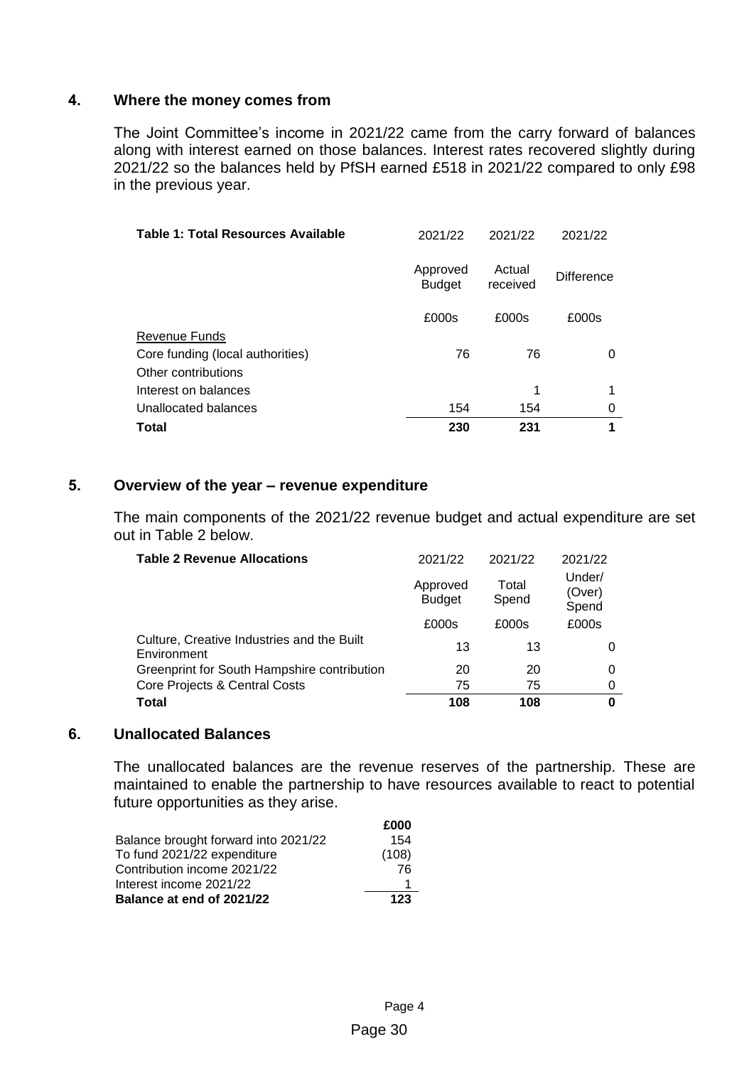## 4. Where the money comes from

The Joint Committee's income in 2021/22 came from the carry forward of balances along with interest earned on those balances. Interest rates recovered slightly during 2021/22 so the balances held by PfSH earned £518 in 2021/22 compared to only £98 in the previous year.

| **Table 1: Total Resources Available** | 2021/22 | 2021/22 | 2021/22 |
|---|---|---|---|
| | Approved Budget | Actual received | Difference |
| | £000s | £000s | £000s |
| Revenue Funds | | | |
| Core funding (local authorities) | 76 | 76 | 0 |
| Other contributions | | | |
| Interest on balances | | 1 | 1 |
| Unallocated balances | 154 | 154 | 0 |
| **Total** | **230** | **231** | **1** |

## 5. Overview of the year – revenue expenditure

The main components of the 2021/22 revenue budget and actual expenditure are set out in Table 2 below.

| **Table 2 Revenue Allocations** | 2021/22 | 2021/22 | 2021/22 |
|---|---|---|---|
| | Approved Budget | Total Spend | Under/ (Over) Spend |
| | £000s | £000s | £000s |
| Culture, Creative Industries and the Built Environment | 13 | 13 | 0 |
| Greenprint for South Hampshire contribution | 20 | 20 | 0 |
| Core Projects & Central Costs | 75 | 75 | 0 |
| **Total** | **108** | **108** | **0** |

## 6. Unallocated Balances

The unallocated balances are the revenue reserves of the partnership. These are maintained to enable the partnership to have resources available to react to potential future opportunities as they arise.

| | **£000** |
|---|---|
| Balance brought forward into 2021/22 | 154 |
| To fund 2021/22 expenditure | (108) |
| Contribution income 2021/22 | 76 |
| Interest income 2021/22 | 1 |
| **Balance at end of 2021/22** | **123** |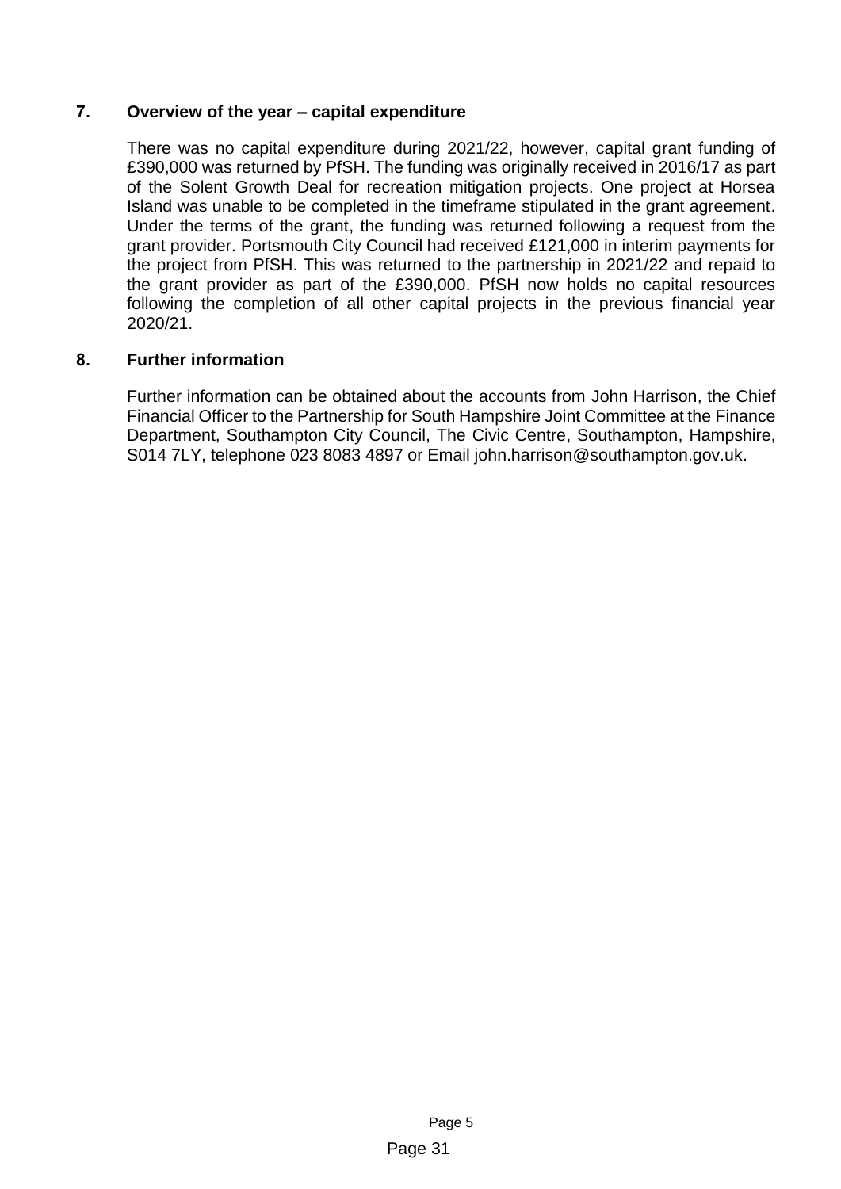## 7. Overview of the year – capital expenditure

There was no capital expenditure during 2021/22, however, capital grant funding of £390,000 was returned by PfSH. The funding was originally received in 2016/17 as part of the Solent Growth Deal for recreation mitigation projects. One project at Horsea Island was unable to be completed in the timeframe stipulated in the grant agreement. Under the terms of the grant, the funding was returned following a request from the grant provider. Portsmouth City Council had received £121,000 in interim payments for the project from PfSH. This was returned to the partnership in 2021/22 and repaid to the grant provider as part of the £390,000. PfSH now holds no capital resources following the completion of all other capital projects in the previous financial year 2020/21.

## 8. Further information

Further information can be obtained about the accounts from John Harrison, the Chief Financial Officer to the Partnership for South Hampshire Joint Committee at the Finance Department, Southampton City Council, The Civic Centre, Southampton, Hampshire, S014 7LY, telephone 023 8083 4897 or Email john.harrison@southampton.gov.uk.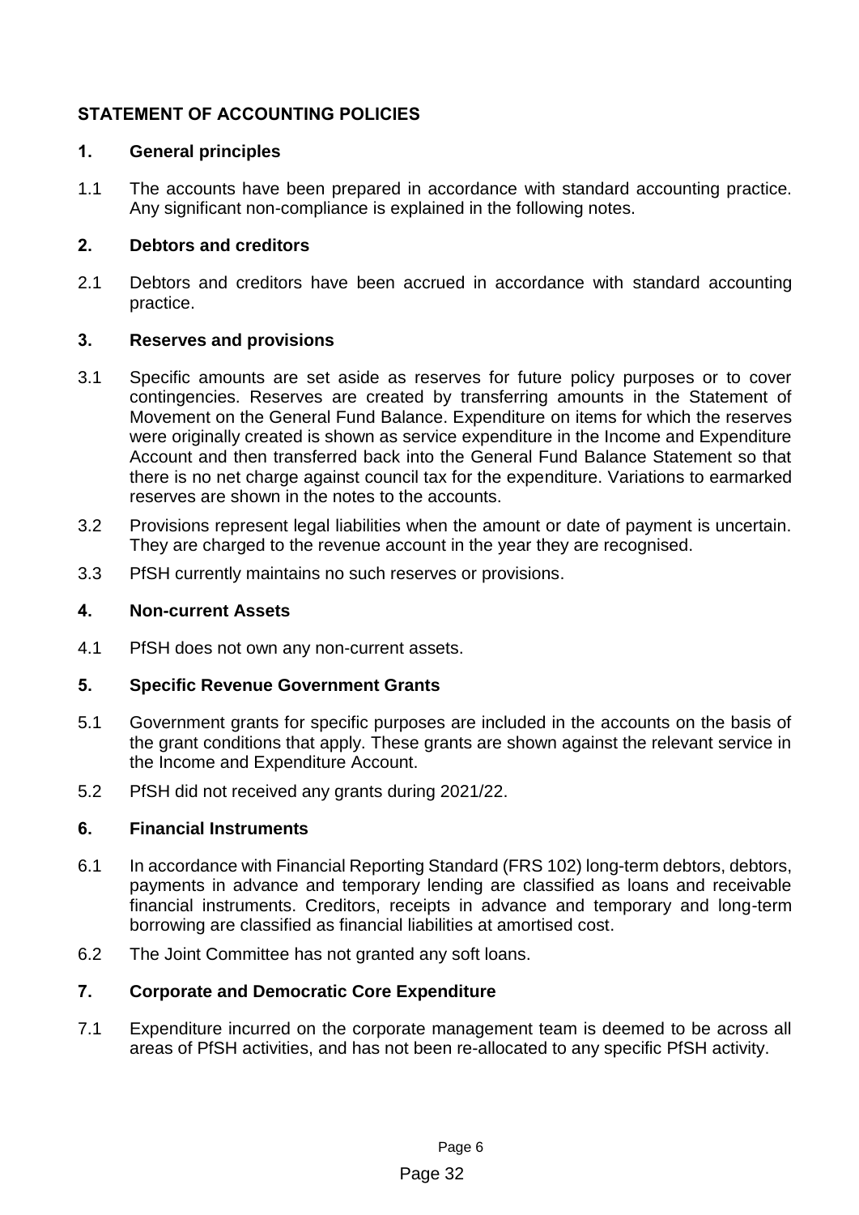## STATEMENT OF ACCOUNTING POLICIES

### 1. General principles

1.1 The accounts have been prepared in accordance with standard accounting practice. Any significant non-compliance is explained in the following notes.

### 2. Debtors and creditors

2.1 Debtors and creditors have been accrued in accordance with standard accounting practice.

### 3. Reserves and provisions

3.1 Specific amounts are set aside as reserves for future policy purposes or to cover contingencies. Reserves are created by transferring amounts in the Statement of Movement on the General Fund Balance. Expenditure on items for which the reserves were originally created is shown as service expenditure in the Income and Expenditure Account and then transferred back into the General Fund Balance Statement so that there is no net charge against council tax for the expenditure. Variations to earmarked reserves are shown in the notes to the accounts.

3.2 Provisions represent legal liabilities when the amount or date of payment is uncertain. They are charged to the revenue account in the year they are recognised.

3.3 PfSH currently maintains no such reserves or provisions.

### 4. Non-current Assets

4.1 PfSH does not own any non-current assets.

### 5. Specific Revenue Government Grants

5.1 Government grants for specific purposes are included in the accounts on the basis of the grant conditions that apply. These grants are shown against the relevant service in the Income and Expenditure Account.

5.2 PfSH did not received any grants during 2021/22.

### 6. Financial Instruments

6.1 In accordance with Financial Reporting Standard (FRS 102) long-term debtors, debtors, payments in advance and temporary lending are classified as loans and receivable financial instruments. Creditors, receipts in advance and temporary and long-term borrowing are classified as financial liabilities at amortised cost.

6.2 The Joint Committee has not granted any soft loans.

### 7. Corporate and Democratic Core Expenditure

7.1 Expenditure incurred on the corporate management team is deemed to be across all areas of PfSH activities, and has not been re-allocated to any specific PfSH activity.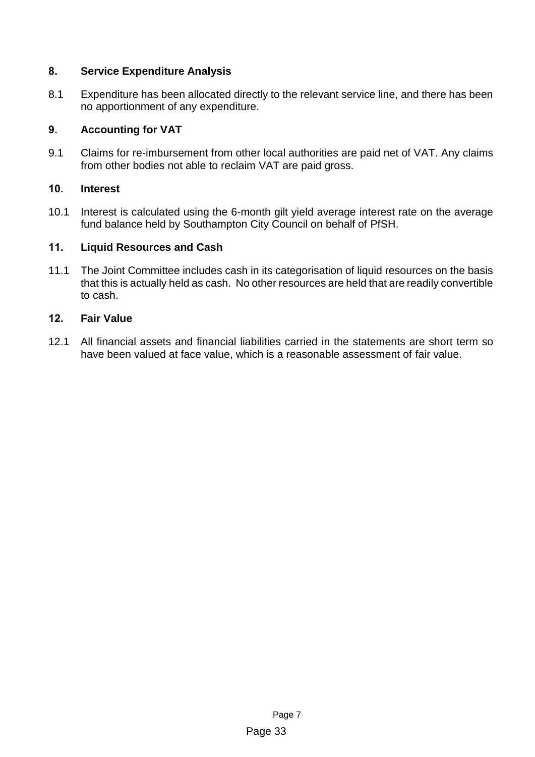## 8. Service Expenditure Analysis

8.1 Expenditure has been allocated directly to the relevant service line, and there has been no apportionment of any expenditure.

## 9. Accounting for VAT

9.1 Claims for re-imbursement from other local authorities are paid net of VAT. Any claims from other bodies not able to reclaim VAT are paid gross.

## 10. Interest

10.1 Interest is calculated using the 6-month gilt yield average interest rate on the average fund balance held by Southampton City Council on behalf of PfSH.

## 11. Liquid Resources and Cash

11.1 The Joint Committee includes cash in its categorisation of liquid resources on the basis that this is actually held as cash. No other resources are held that are readily convertible to cash.

## 12. Fair Value

12.1 All financial assets and financial liabilities carried in the statements are short term so have been valued at face value, which is a reasonable assessment of fair value.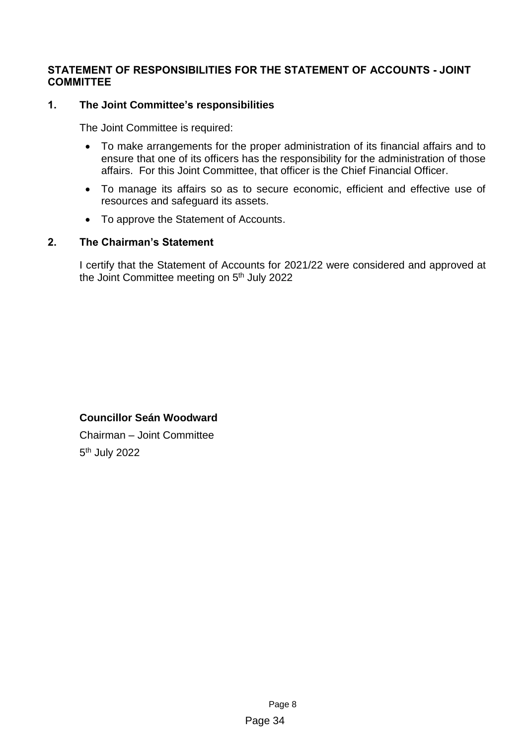## STATEMENT OF RESPONSIBILITIES FOR THE STATEMENT OF ACCOUNTS - JOINT COMMITTEE

### 1. The Joint Committee's responsibilities

The Joint Committee is required:

- To make arrangements for the proper administration of its financial affairs and to ensure that one of its officers has the responsibility for the administration of those affairs. For this Joint Committee, that officer is the Chief Financial Officer.
- To manage its affairs so as to secure economic, efficient and effective use of resources and safeguard its assets.
- To approve the Statement of Accounts.

### 2. The Chairman's Statement

I certify that the Statement of Accounts for 2021/22 were considered and approved at the Joint Committee meeting on 5th July 2022

**Councillor Seán Woodward**

Chairman – Joint Committee

5th July 2022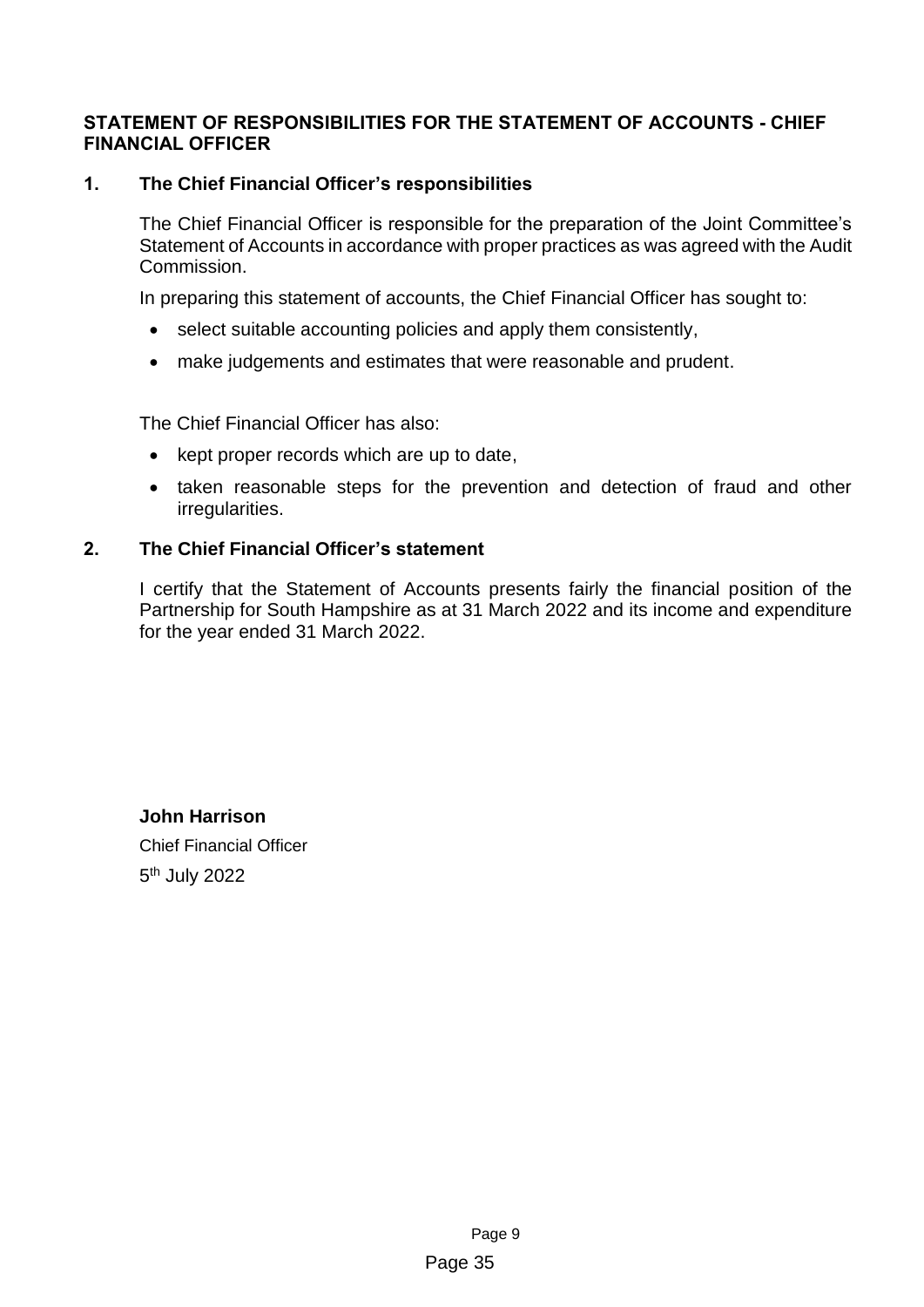## STATEMENT OF RESPONSIBILITIES FOR THE STATEMENT OF ACCOUNTS - CHIEF FINANCIAL OFFICER

### 1. The Chief Financial Officer's responsibilities

The Chief Financial Officer is responsible for the preparation of the Joint Committee's Statement of Accounts in accordance with proper practices as was agreed with the Audit Commission.

In preparing this statement of accounts, the Chief Financial Officer has sought to:

- select suitable accounting policies and apply them consistently,
- make judgements and estimates that were reasonable and prudent.

The Chief Financial Officer has also:

- kept proper records which are up to date,
- taken reasonable steps for the prevention and detection of fraud and other irregularities.

### 2. The Chief Financial Officer's statement

I certify that the Statement of Accounts presents fairly the financial position of the Partnership for South Hampshire as at 31 March 2022 and its income and expenditure for the year ended 31 March 2022.

**John Harrison**

Chief Financial Officer

5th July 2022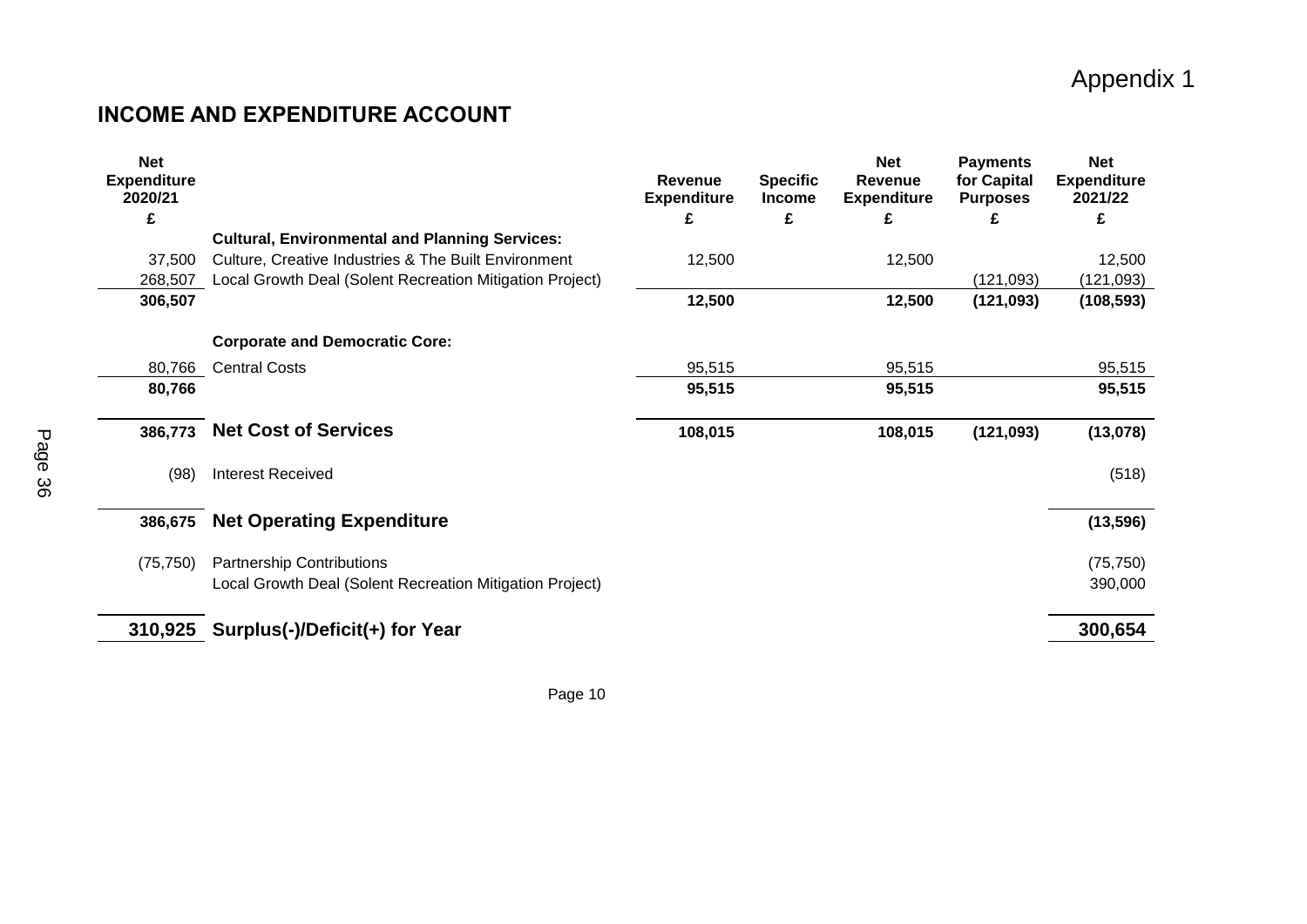Appendix 1

## INCOME AND EXPENDITURE ACCOUNT

| Net Expenditure 2020/21 | | Revenue Expenditure | Specific Income | Net Revenue Expenditure | Payments for Capital Purposes | Net Expenditure 2021/22 |
|---|---|---|---|---|---|---|
| £ | | £ | £ | £ | £ | £ |
| | **Cultural, Environmental and Planning Services:** | | | | | |
| 37,500 | Culture, Creative Industries & The Built Environment | 12,500 | | 12,500 | | 12,500 |
| 268,507 | Local Growth Deal (Solent Recreation Mitigation Project) | | | | (121,093) | (121,093) |
| **306,507** | | **12,500** | | **12,500** | **(121,093)** | **(108,593)** |
| | **Corporate and Democratic Core:** | | | | | |
| 80,766 | Central Costs | 95,515 | | 95,515 | | 95,515 |
| **80,766** | | **95,515** | | **95,515** | | **95,515** |
| **386,773** | **Net Cost of Services** | **108,015** | | **108,015** | **(121,093)** | **(13,078)** |
| (98) | Interest Received | | | | | (518) |
| **386,675** | **Net Operating Expenditure** | | | | | **(13,596)** |
| (75,750) | Partnership Contributions | | | | | (75,750) |
| | Local Growth Deal (Solent Recreation Mitigation Project) | | | | | 390,000 |
| **310,925** | **Surplus(-)/Deficit(+) for Year** | | | | | **300,654** |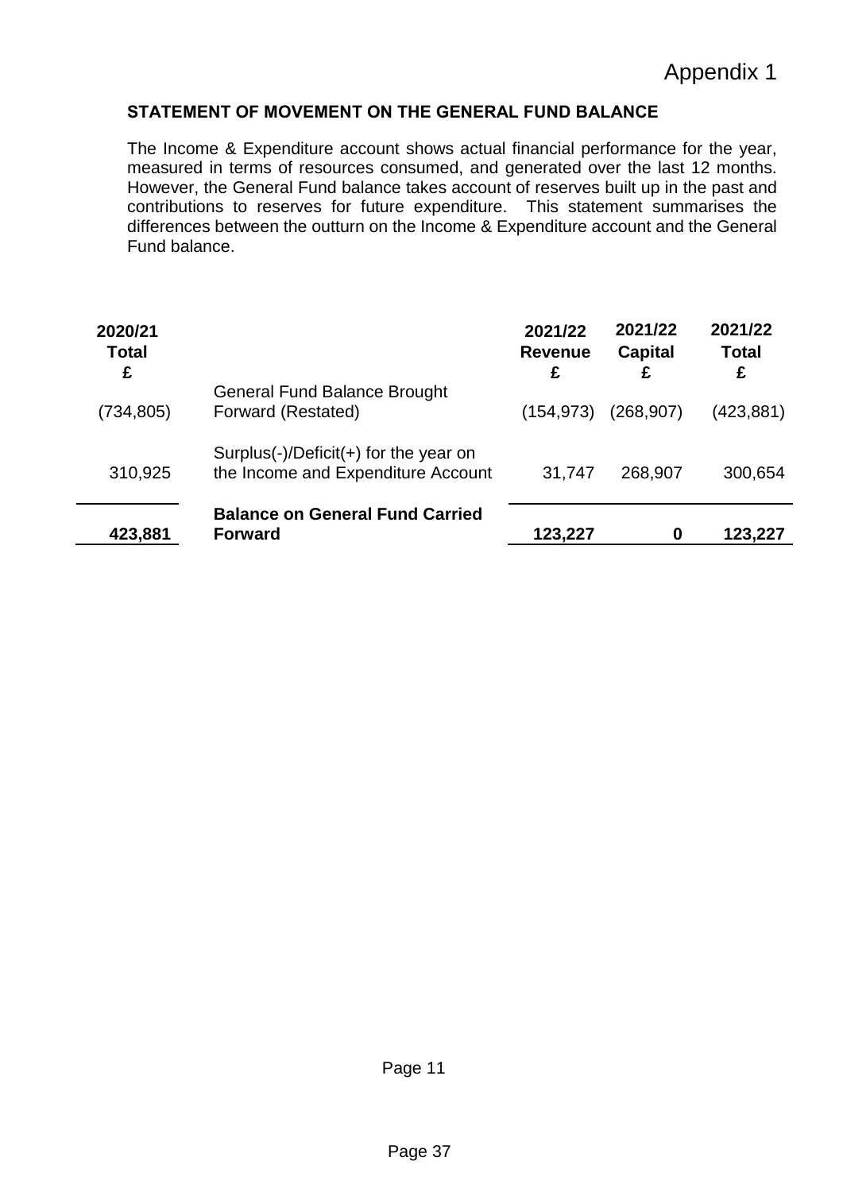Appendix 1

## STATEMENT OF MOVEMENT ON THE GENERAL FUND BALANCE

The Income & Expenditure account shows actual financial performance for the year, measured in terms of resources consumed, and generated over the last 12 months. However, the General Fund balance takes account of reserves built up in the past and contributions to reserves for future expenditure. This statement summarises the differences between the outturn on the Income & Expenditure account and the General Fund balance.

| 2020/21 Total £ | | 2021/22 Revenue £ | 2021/22 Capital £ | 2021/22 Total £ |
|---|---|---|---|---|
| (734,805) | General Fund Balance Brought Forward (Restated) | (154,973) | (268,907) | (423,881) |
| 310,925 | Surplus(-)/Deficit(+) for the year on the Income and Expenditure Account | 31,747 | 268,907 | 300,654 |
| **423,881** | **Balance on General Fund Carried Forward** | **123,227** | **0** | **123,227** |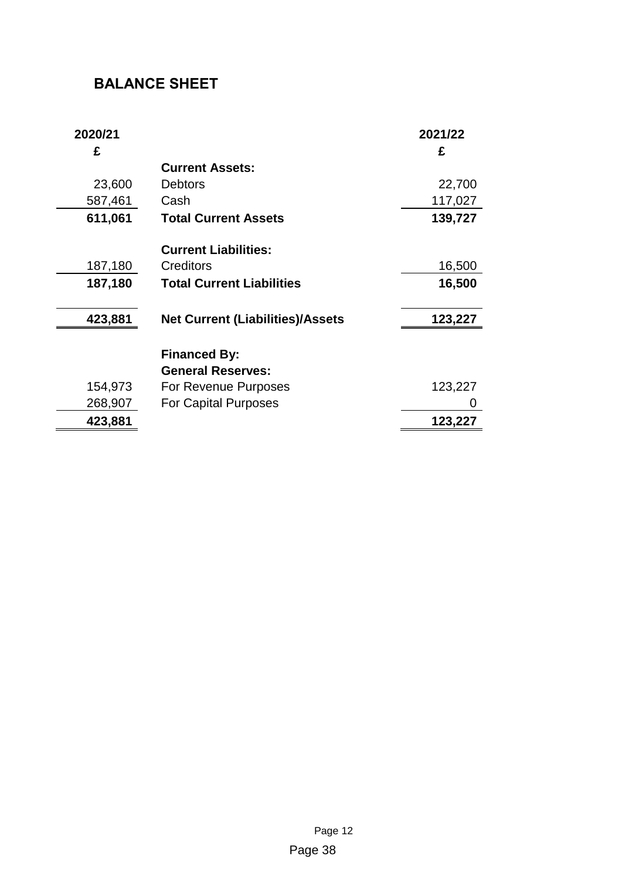## BALANCE SHEET

| 2020/21 £ | | 2021/22 £ |
|---|---|---|
| | **Current Assets:** | |
| 23,600 | Debtors | 22,700 |
| 587,461 | Cash | 117,027 |
| **611,061** | **Total Current Assets** | **139,727** |
| | **Current Liabilities:** | |
| 187,180 | Creditors | 16,500 |
| **187,180** | **Total Current Liabilities** | **16,500** |
| **423,881** | **Net Current (Liabilities)/Assets** | **123,227** |
| | **Financed By:** | |
| | **General Reserves:** | |
| 154,973 | For Revenue Purposes | 123,227 |
| 268,907 | For Capital Purposes | 0 |
| **423,881** | | **123,227** |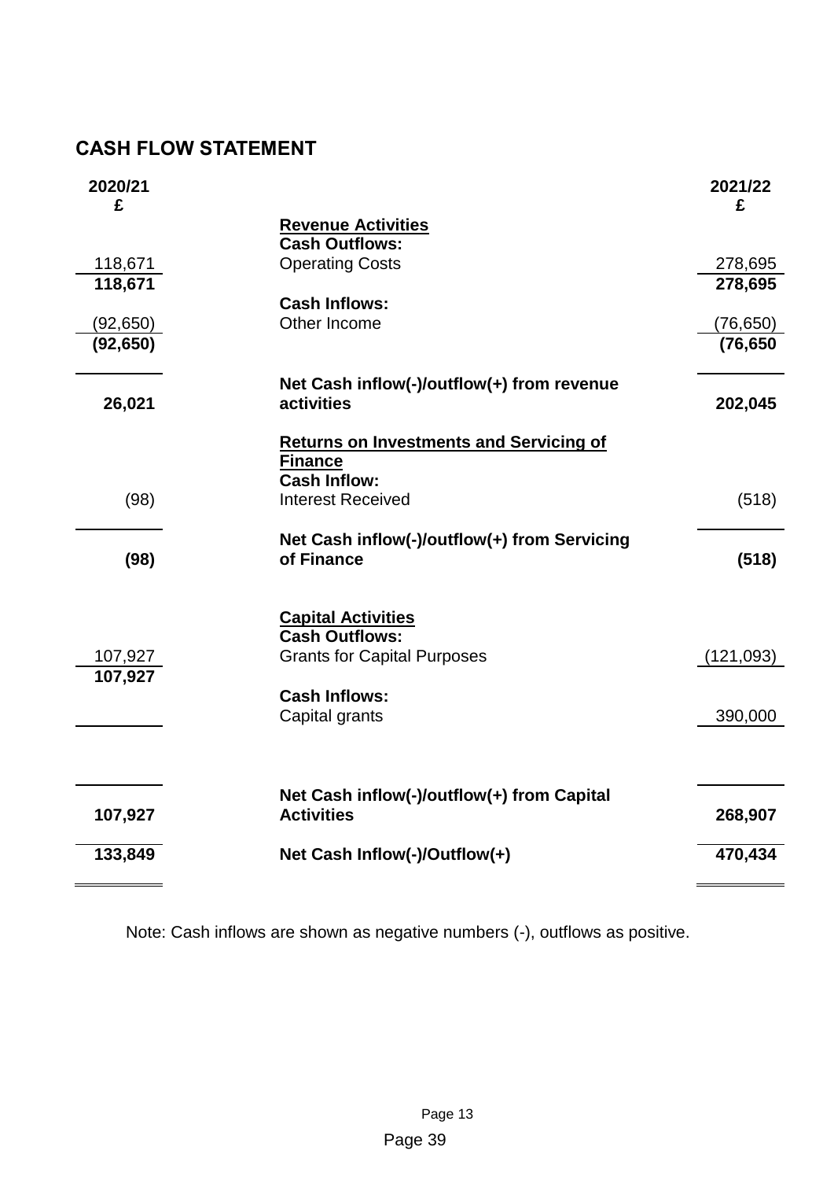## CASH FLOW STATEMENT

| 2020/21 £ | | 2021/22 £ |
|---|---|---|
| | **Revenue Activities** | |
| | **Cash Outflows:** | |
| 118,671 | Operating Costs | 278,695 |
| **118,671** | | **278,695** |
| | **Cash Inflows:** | |
| (92,650) | Other Income | (76,650) |
| **(92,650)** | | **(76,650** |
| **26,021** | **Net Cash inflow(-)/outflow(+) from revenue activities** | **202,045** |
| | **Returns on Investments and Servicing of Finance** | |
| | **Cash Inflow:** | |
| (98) | Interest Received | (518) |
| **(98)** | **Net Cash inflow(-)/outflow(+) from Servicing of Finance** | **(518)** |
| | **Capital Activities** | |
| | **Cash Outflows:** | |
| 107,927 | Grants for Capital Purposes | (121,093) |
| **107,927** | | |
| | **Cash Inflows:** | |
| | Capital grants | 390,000 |
| **107,927** | **Net Cash inflow(-)/outflow(+) from Capital Activities** | **268,907** |
| **133,849** | **Net Cash Inflow(-)/Outflow(+)** | **470,434** |

Note: Cash inflows are shown as negative numbers (-), outflows as positive.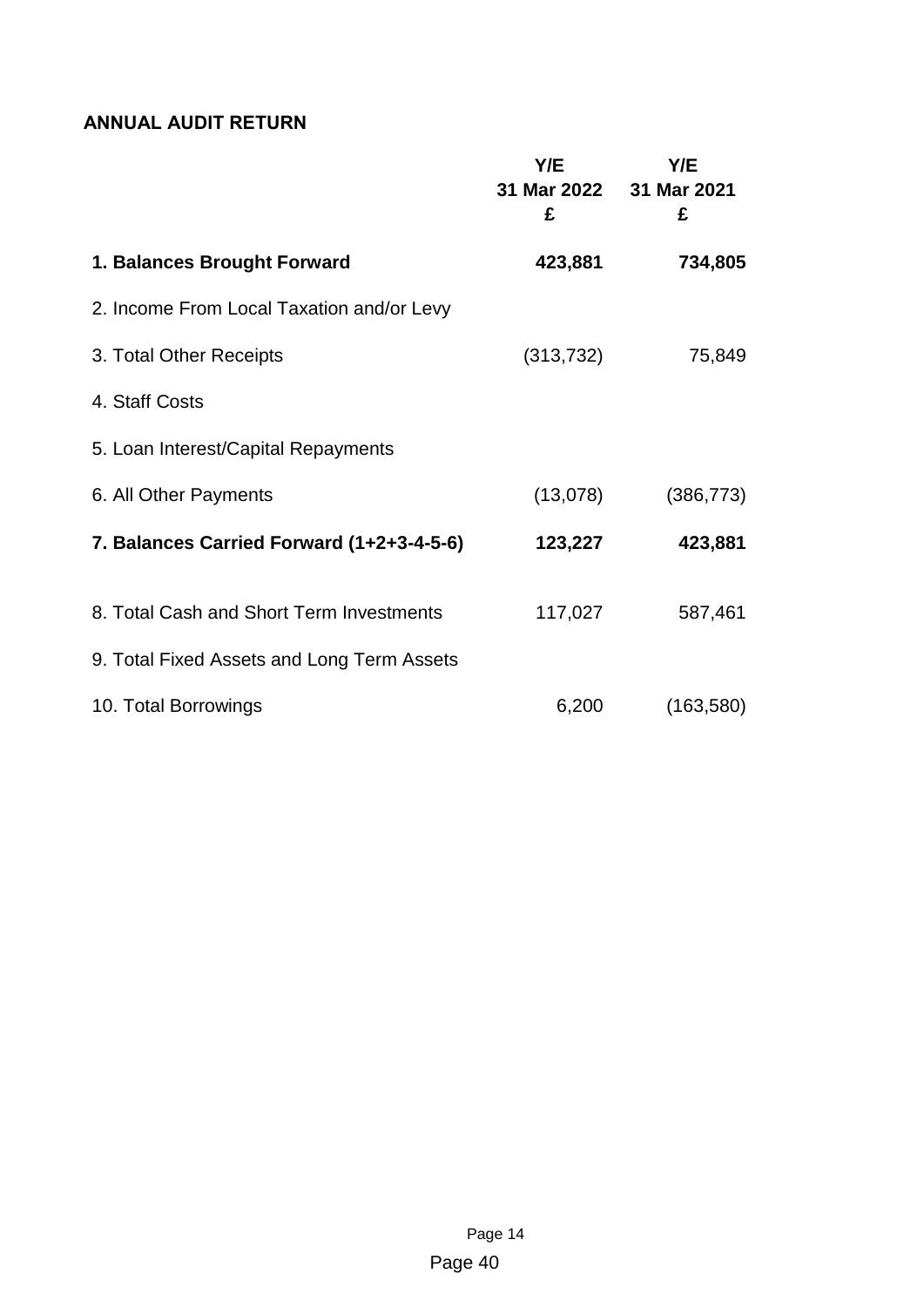## ANNUAL AUDIT RETURN

| | Y/E 31 Mar 2022 £ | Y/E 31 Mar 2021 £ |
|---|---|---|
| **1. Balances Brought Forward** | **423,881** | **734,805** |
| 2. Income From Local Taxation and/or Levy | | |
| 3. Total Other Receipts | (313,732) | 75,849 |
| 4. Staff Costs | | |
| 5. Loan Interest/Capital Repayments | | |
| 6. All Other Payments | (13,078) | (386,773) |
| **7. Balances Carried Forward (1+2+3-4-5-6)** | **123,227** | **423,881** |
| 8. Total Cash and Short Term Investments | 117,027 | 587,461 |
| 9. Total Fixed Assets and Long Term Assets | | |
| 10. Total Borrowings | 6,200 | (163,580) |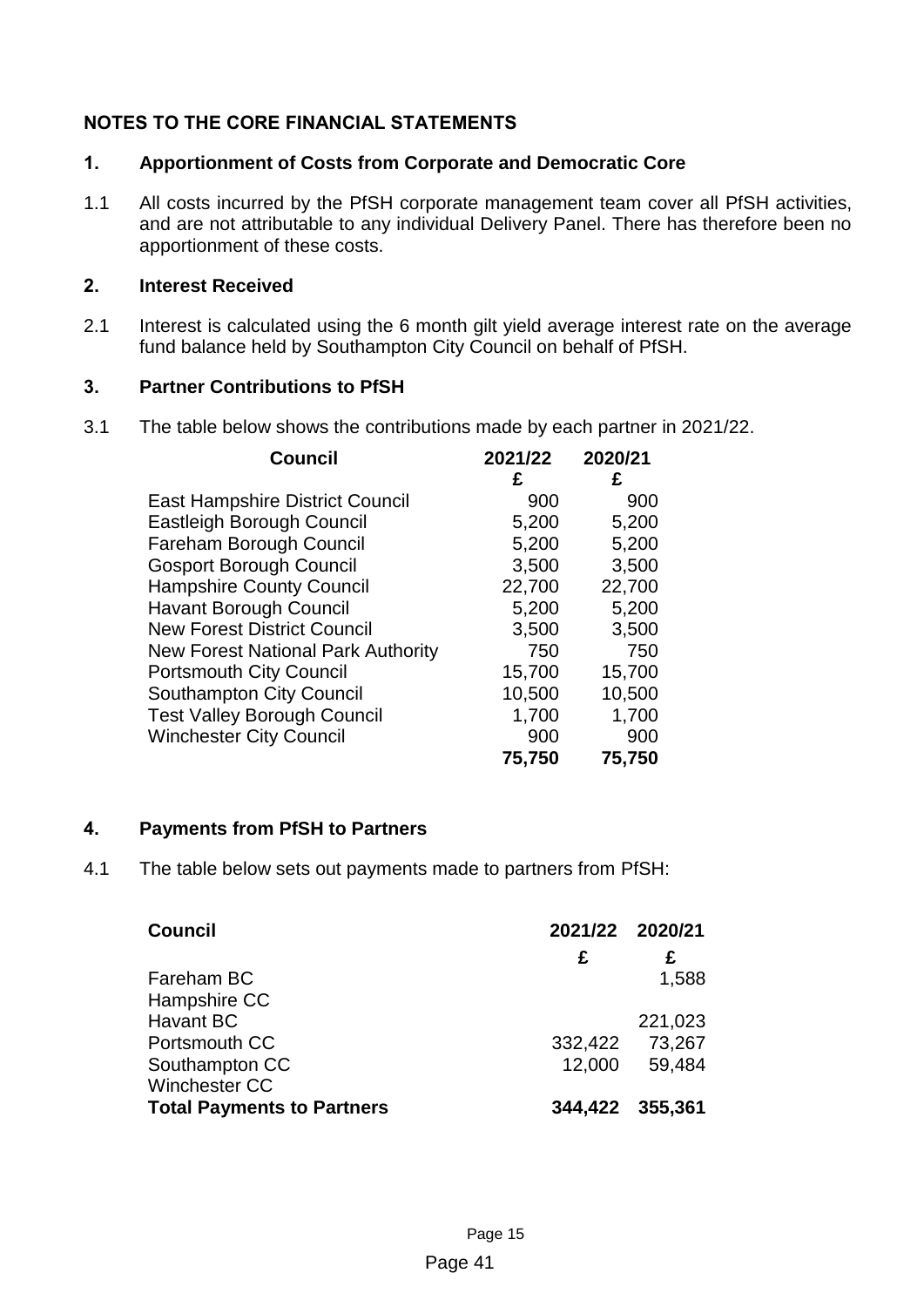## NOTES TO THE CORE FINANCIAL STATEMENTS

### 1. Apportionment of Costs from Corporate and Democratic Core

1.1 All costs incurred by the PfSH corporate management team cover all PfSH activities, and are not attributable to any individual Delivery Panel. There has therefore been no apportionment of these costs.

### 2. Interest Received

2.1 Interest is calculated using the 6 month gilt yield average interest rate on the average fund balance held by Southampton City Council on behalf of PfSH.

### 3. Partner Contributions to PfSH

3.1 The table below shows the contributions made by each partner in 2021/22.

| Council | 2021/22 | 2020/21 |
|---|---|---|
| | £ | £ |
| East Hampshire District Council | 900 | 900 |
| Eastleigh Borough Council | 5,200 | 5,200 |
| Fareham Borough Council | 5,200 | 5,200 |
| Gosport Borough Council | 3,500 | 3,500 |
| Hampshire County Council | 22,700 | 22,700 |
| Havant Borough Council | 5,200 | 5,200 |
| New Forest District Council | 3,500 | 3,500 |
| New Forest National Park Authority | 750 | 750 |
| Portsmouth City Council | 15,700 | 15,700 |
| Southampton City Council | 10,500 | 10,500 |
| Test Valley Borough Council | 1,700 | 1,700 |
| Winchester City Council | 900 | 900 |
| | **75,750** | **75,750** |

### 4. Payments from PfSH to Partners

4.1 The table below sets out payments made to partners from PfSH:

| Council | 2021/22 | 2020/21 |
|---|---|---|
| | £ | £ |
| Fareham BC | | 1,588 |
| Hampshire CC | | |
| Havant BC | | 221,023 |
| Portsmouth CC | 332,422 | 73,267 |
| Southampton CC | 12,000 | 59,484 |
| Winchester CC | | |
| **Total Payments to Partners** | **344,422** | **355,361** |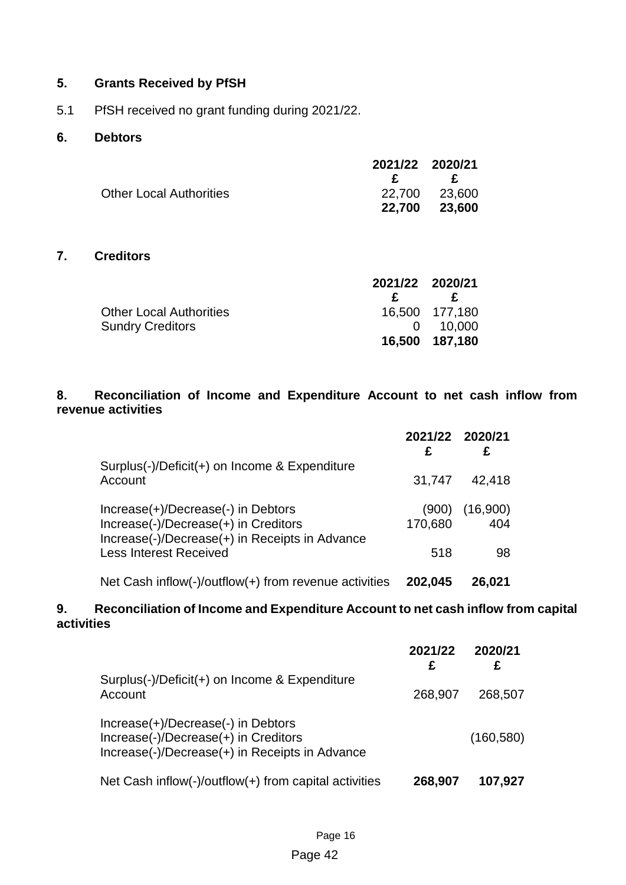## 5. Grants Received by PfSH

5.1 PfSH received no grant funding during 2021/22.

## 6. Debtors

| | 2021/22 | 2020/21 |
|---|---|---|
| | £ | £ |
| Other Local Authorities | 22,700 | 23,600 |
| | **22,700** | **23,600** |

## 7. Creditors

| | 2021/22 | 2020/21 |
|---|---|---|
| | £ | £ |
| Other Local Authorities | 16,500 | 177,180 |
| Sundry Creditors | 0 | 10,000 |
| | **16,500** | **187,180** |

## 8. Reconciliation of Income and Expenditure Account to net cash inflow from revenue activities

| | 2021/22 | 2020/21 |
|---|---|---|
| | £ | £ |
| Surplus(-)/Deficit(+) on Income & Expenditure Account | 31,747 | 42,418 |
| Increase(+)/Decrease(-) in Debtors | (900) | (16,900) |
| Increase(-)/Decrease(+) in Creditors | 170,680 | 404 |
| Increase(-)/Decrease(+) in Receipts in Advance | | |
| Less Interest Received | 518 | 98 |
| Net Cash inflow(-)/outflow(+) from revenue activities | **202,045** | **26,021** |

## 9. Reconciliation of Income and Expenditure Account to net cash inflow from capital activities

| | 2021/22 | 2020/21 |
|---|---|---|
| | £ | £ |
| Surplus(-)/Deficit(+) on Income & Expenditure Account | 268,907 | 268,507 |
| Increase(+)/Decrease(-) in Debtors | | |
| Increase(-)/Decrease(+) in Creditors | | (160,580) |
| Increase(-)/Decrease(+) in Receipts in Advance | | |
| Net Cash inflow(-)/outflow(+) from capital activities | **268,907** | **107,927** |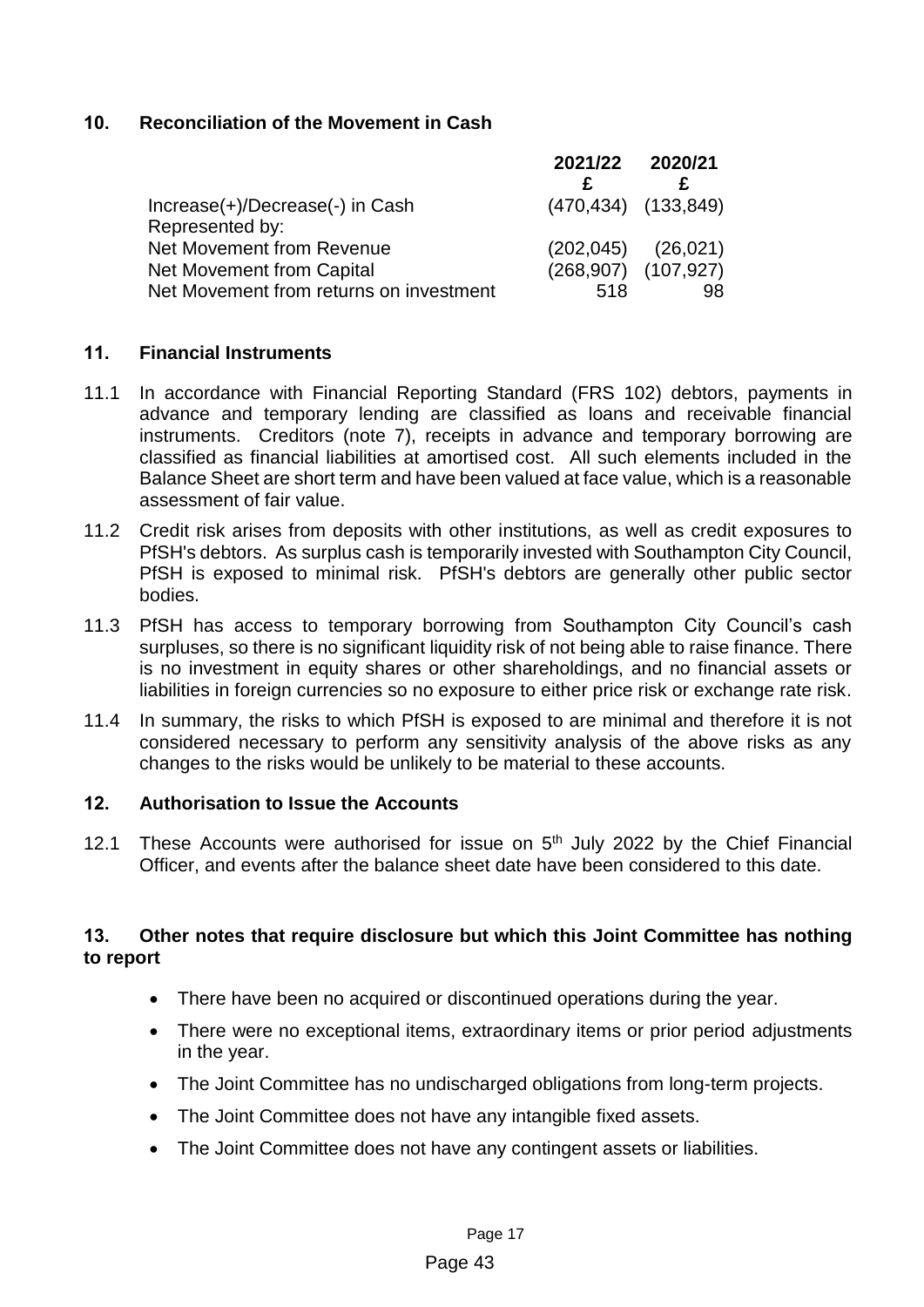## 10. Reconciliation of the Movement in Cash

| | 2021/22 | 2020/21 |
|---|---|---|
| | £ | £ |
| Increase(+)/Decrease(-) in Cash | (470,434) | (133,849) |
| Represented by: | | |
| Net Movement from Revenue | (202,045) | (26,021) |
| Net Movement from Capital | (268,907) | (107,927) |
| Net Movement from returns on investment | 518 | 98 |

## 11. Financial Instruments

11.1 In accordance with Financial Reporting Standard (FRS 102) debtors, payments in advance and temporary lending are classified as loans and receivable financial instruments. Creditors (note 7), receipts in advance and temporary borrowing are classified as financial liabilities at amortised cost. All such elements included in the Balance Sheet are short term and have been valued at face value, which is a reasonable assessment of fair value.

11.2 Credit risk arises from deposits with other institutions, as well as credit exposures to PfSH's debtors. As surplus cash is temporarily invested with Southampton City Council, PfSH is exposed to minimal risk. PfSH's debtors are generally other public sector bodies.

11.3 PfSH has access to temporary borrowing from Southampton City Council's cash surpluses, so there is no significant liquidity risk of not being able to raise finance. There is no investment in equity shares or other shareholdings, and no financial assets or liabilities in foreign currencies so no exposure to either price risk or exchange rate risk.

11.4 In summary, the risks to which PfSH is exposed to are minimal and therefore it is not considered necessary to perform any sensitivity analysis of the above risks as any changes to the risks would be unlikely to be material to these accounts.

## 12. Authorisation to Issue the Accounts

12.1 These Accounts were authorised for issue on 5th July 2022 by the Chief Financial Officer, and events after the balance sheet date have been considered to this date.

## 13. Other notes that require disclosure but which this Joint Committee has nothing to report

- There have been no acquired or discontinued operations during the year.
- There were no exceptional items, extraordinary items or prior period adjustments in the year.
- The Joint Committee has no undischarged obligations from long-term projects.
- The Joint Committee does not have any intangible fixed assets.
- The Joint Committee does not have any contingent assets or liabilities.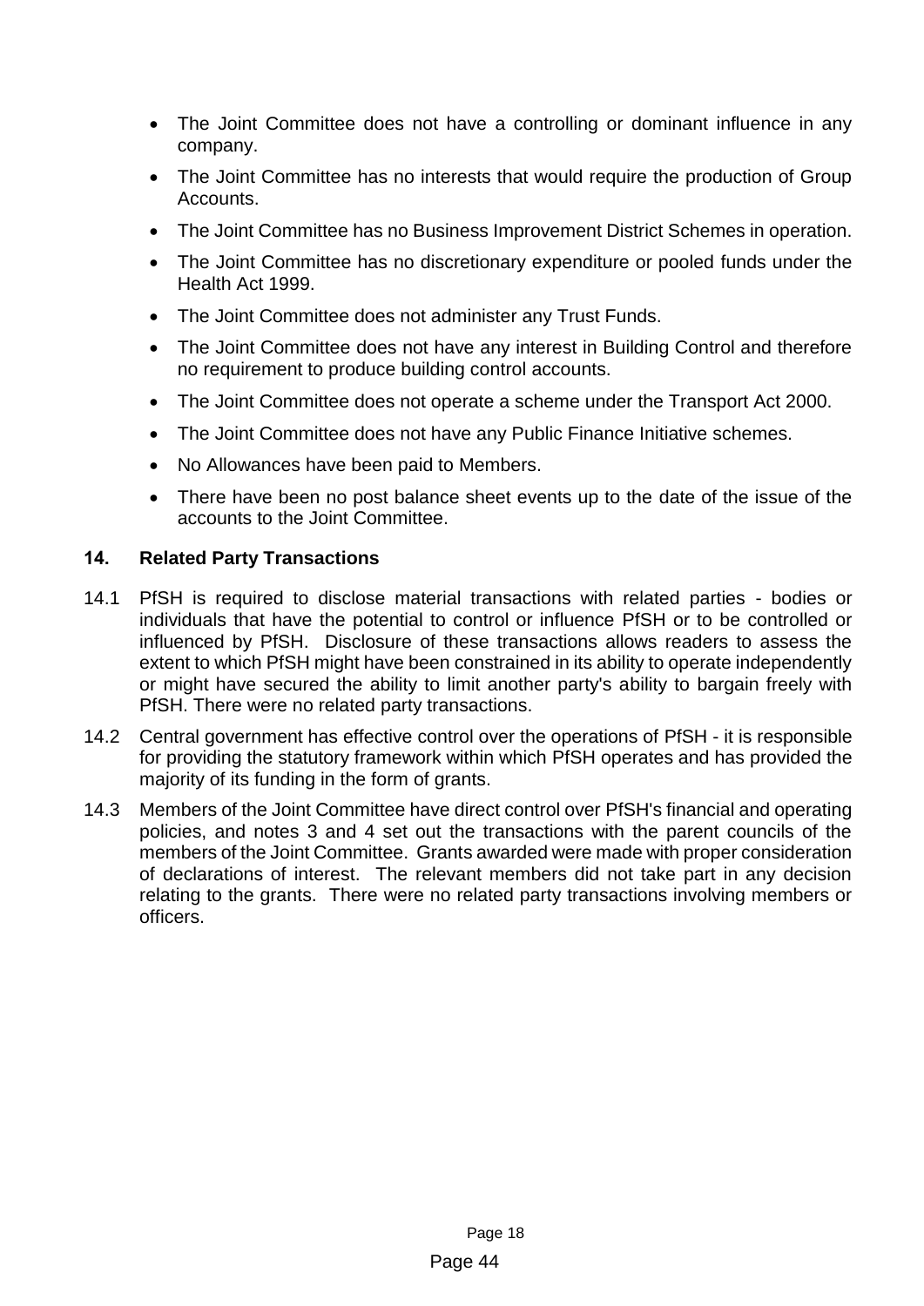- The Joint Committee does not have a controlling or dominant influence in any company.
- The Joint Committee has no interests that would require the production of Group Accounts.
- The Joint Committee has no Business Improvement District Schemes in operation.
- The Joint Committee has no discretionary expenditure or pooled funds under the Health Act 1999.
- The Joint Committee does not administer any Trust Funds.
- The Joint Committee does not have any interest in Building Control and therefore no requirement to produce building control accounts.
- The Joint Committee does not operate a scheme under the Transport Act 2000.
- The Joint Committee does not have any Public Finance Initiative schemes.
- No Allowances have been paid to Members.
- There have been no post balance sheet events up to the date of the issue of the accounts to the Joint Committee.

## 14. Related Party Transactions

14.1 PfSH is required to disclose material transactions with related parties - bodies or individuals that have the potential to control or influence PfSH or to be controlled or influenced by PfSH. Disclosure of these transactions allows readers to assess the extent to which PfSH might have been constrained in its ability to operate independently or might have secured the ability to limit another party's ability to bargain freely with PfSH. There were no related party transactions.

14.2 Central government has effective control over the operations of PfSH - it is responsible for providing the statutory framework within which PfSH operates and has provided the majority of its funding in the form of grants.

14.3 Members of the Joint Committee have direct control over PfSH's financial and operating policies, and notes 3 and 4 set out the transactions with the parent councils of the members of the Joint Committee. Grants awarded were made with proper consideration of declarations of interest. The relevant members did not take part in any decision relating to the grants. There were no related party transactions involving members or officers.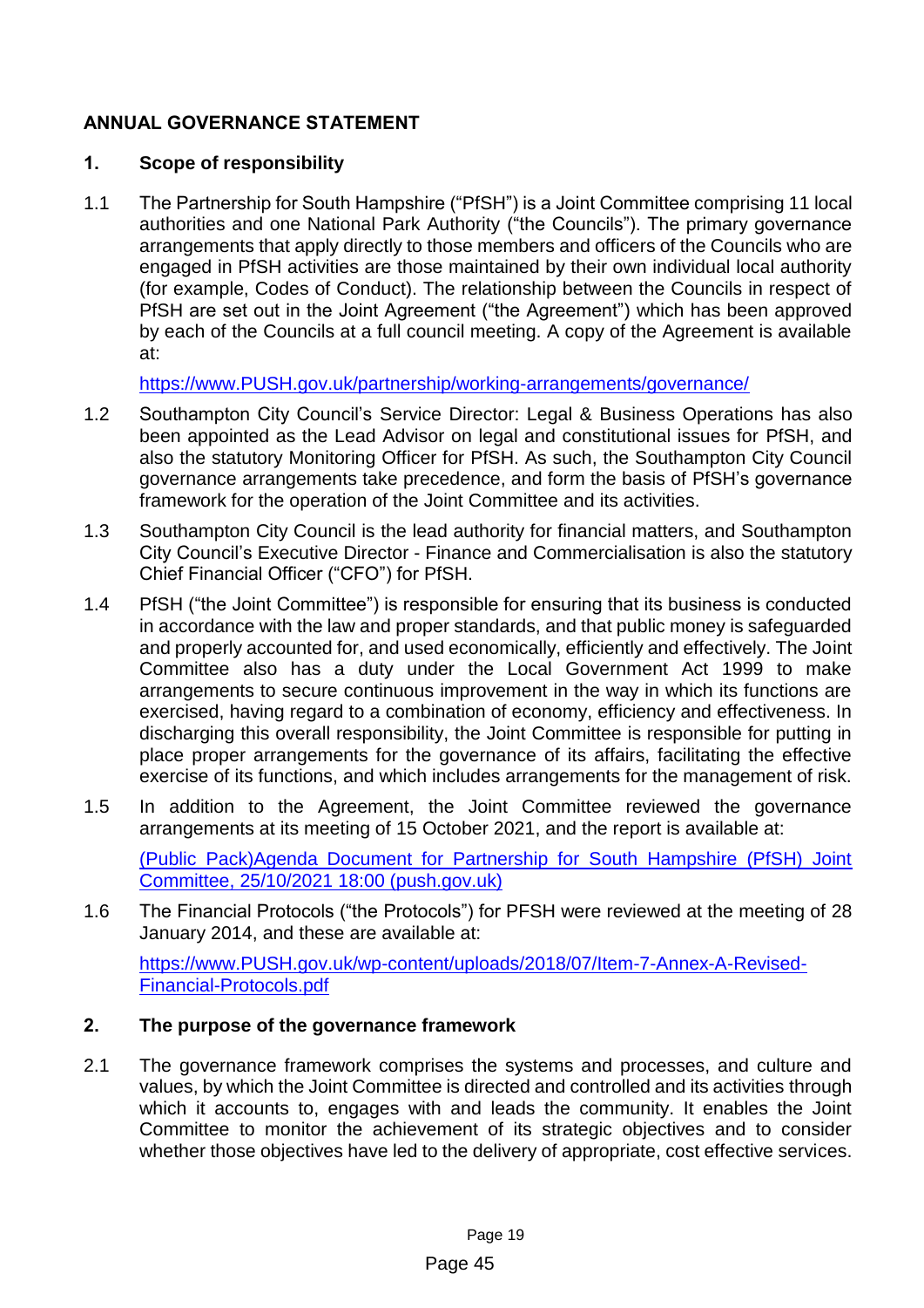## ANNUAL GOVERNANCE STATEMENT

### 1. Scope of responsibility

1.1 The Partnership for South Hampshire ("PfSH") is a Joint Committee comprising 11 local authorities and one National Park Authority ("the Councils"). The primary governance arrangements that apply directly to those members and officers of the Councils who are engaged in PfSH activities are those maintained by their own individual local authority (for example, Codes of Conduct). The relationship between the Councils in respect of PfSH are set out in the Joint Agreement ("the Agreement") which has been approved by each of the Councils at a full council meeting. A copy of the Agreement is available at:

[https://www.PUSH.gov.uk/partnership/working-arrangements/governance/](https://www.PUSH.gov.uk/partnership/working-arrangements/governance/)

1.2 Southampton City Council's Service Director: Legal & Business Operations has also been appointed as the Lead Advisor on legal and constitutional issues for PfSH, and also the statutory Monitoring Officer for PfSH. As such, the Southampton City Council governance arrangements take precedence, and form the basis of PfSH's governance framework for the operation of the Joint Committee and its activities.

1.3 Southampton City Council is the lead authority for financial matters, and Southampton City Council's Executive Director - Finance and Commercialisation is also the statutory Chief Financial Officer ("CFO") for PfSH.

1.4 PfSH ("the Joint Committee") is responsible for ensuring that its business is conducted in accordance with the law and proper standards, and that public money is safeguarded and properly accounted for, and used economically, efficiently and effectively. The Joint Committee also has a duty under the Local Government Act 1999 to make arrangements to secure continuous improvement in the way in which its functions are exercised, having regard to a combination of economy, efficiency and effectiveness. In discharging this overall responsibility, the Joint Committee is responsible for putting in place proper arrangements for the governance of its affairs, facilitating the effective exercise of its functions, and which includes arrangements for the management of risk.

1.5 In addition to the Agreement, the Joint Committee reviewed the governance arrangements at its meeting of 15 October 2021, and the report is available at:

(Public Pack)Agenda Document for Partnership for South Hampshire (PfSH) Joint Committee, 25/10/2021 18:00 (push.gov.uk)

1.6 The Financial Protocols ("the Protocols") for PFSH were reviewed at the meeting of 28 January 2014, and these are available at:

[https://www.PUSH.gov.uk/wp-content/uploads/2018/07/Item-7-Annex-A-Revised-Financial-Protocols.pdf](https://www.PUSH.gov.uk/wp-content/uploads/2018/07/Item-7-Annex-A-Revised-Financial-Protocols.pdf)

### 2. The purpose of the governance framework

2.1 The governance framework comprises the systems and processes, and culture and values, by which the Joint Committee is directed and controlled and its activities through which it accounts to, engages with and leads the community. It enables the Joint Committee to monitor the achievement of its strategic objectives and to consider whether those objectives have led to the delivery of appropriate, cost effective services.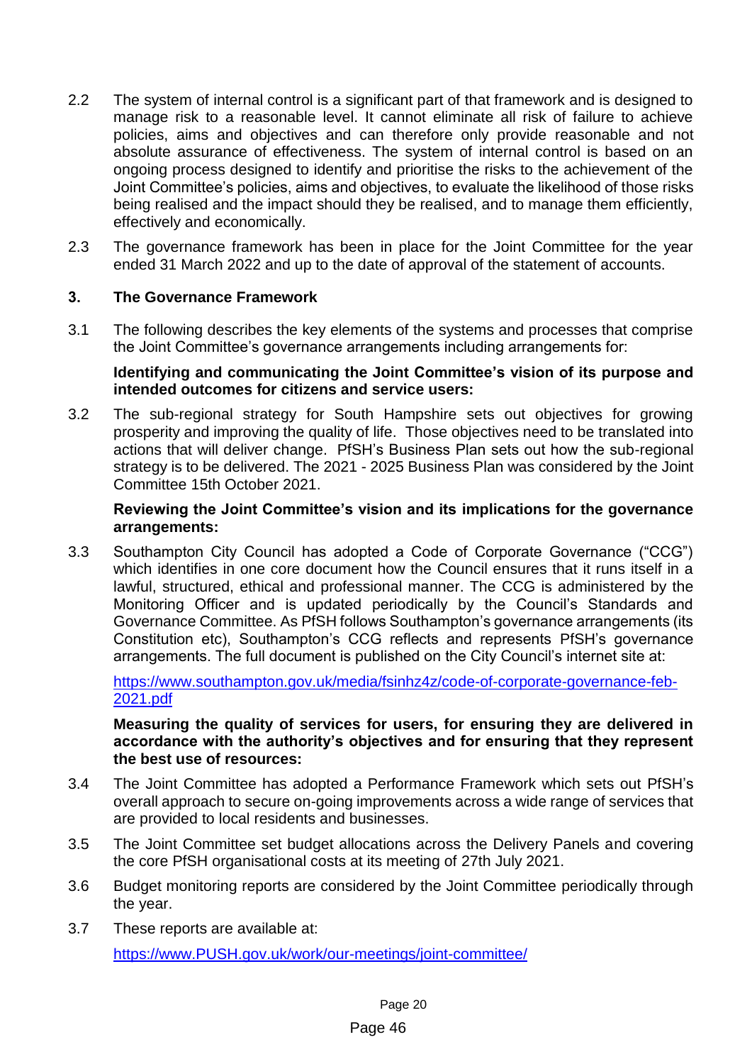2.2 The system of internal control is a significant part of that framework and is designed to manage risk to a reasonable level. It cannot eliminate all risk of failure to achieve policies, aims and objectives and can therefore only provide reasonable and not absolute assurance of effectiveness. The system of internal control is based on an ongoing process designed to identify and prioritise the risks to the achievement of the Joint Committee's policies, aims and objectives, to evaluate the likelihood of those risks being realised and the impact should they be realised, and to manage them efficiently, effectively and economically.

2.3 The governance framework has been in place for the Joint Committee for the year ended 31 March 2022 and up to the date of approval of the statement of accounts.

## 3. The Governance Framework

3.1 The following describes the key elements of the systems and processes that comprise the Joint Committee's governance arrangements including arrangements for:

**Identifying and communicating the Joint Committee's vision of its purpose and intended outcomes for citizens and service users:**

3.2 The sub-regional strategy for South Hampshire sets out objectives for growing prosperity and improving the quality of life. Those objectives need to be translated into actions that will deliver change. PfSH's Business Plan sets out how the sub-regional strategy is to be delivered. The 2021 - 2025 Business Plan was considered by the Joint Committee 15th October 2021.

**Reviewing the Joint Committee's vision and its implications for the governance arrangements:**

3.3 Southampton City Council has adopted a Code of Corporate Governance ("CCG") which identifies in one core document how the Council ensures that it runs itself in a lawful, structured, ethical and professional manner. The CCG is administered by the Monitoring Officer and is updated periodically by the Council's Standards and Governance Committee. As PfSH follows Southampton's governance arrangements (its Constitution etc), Southampton's CCG reflects and represents PfSH's governance arrangements. The full document is published on the City Council's internet site at:

https://www.southampton.gov.uk/media/fsinhz4z/code-of-corporate-governance-feb-2021.pdf

**Measuring the quality of services for users, for ensuring they are delivered in accordance with the authority's objectives and for ensuring that they represent the best use of resources:**

3.4 The Joint Committee has adopted a Performance Framework which sets out PfSH's overall approach to secure on-going improvements across a wide range of services that are provided to local residents and businesses.

3.5 The Joint Committee set budget allocations across the Delivery Panels and covering the core PfSH organisational costs at its meeting of 27th July 2021.

3.6 Budget monitoring reports are considered by the Joint Committee periodically through the year.

3.7 These reports are available at:

https://www.PUSH.gov.uk/work/our-meetings/joint-committee/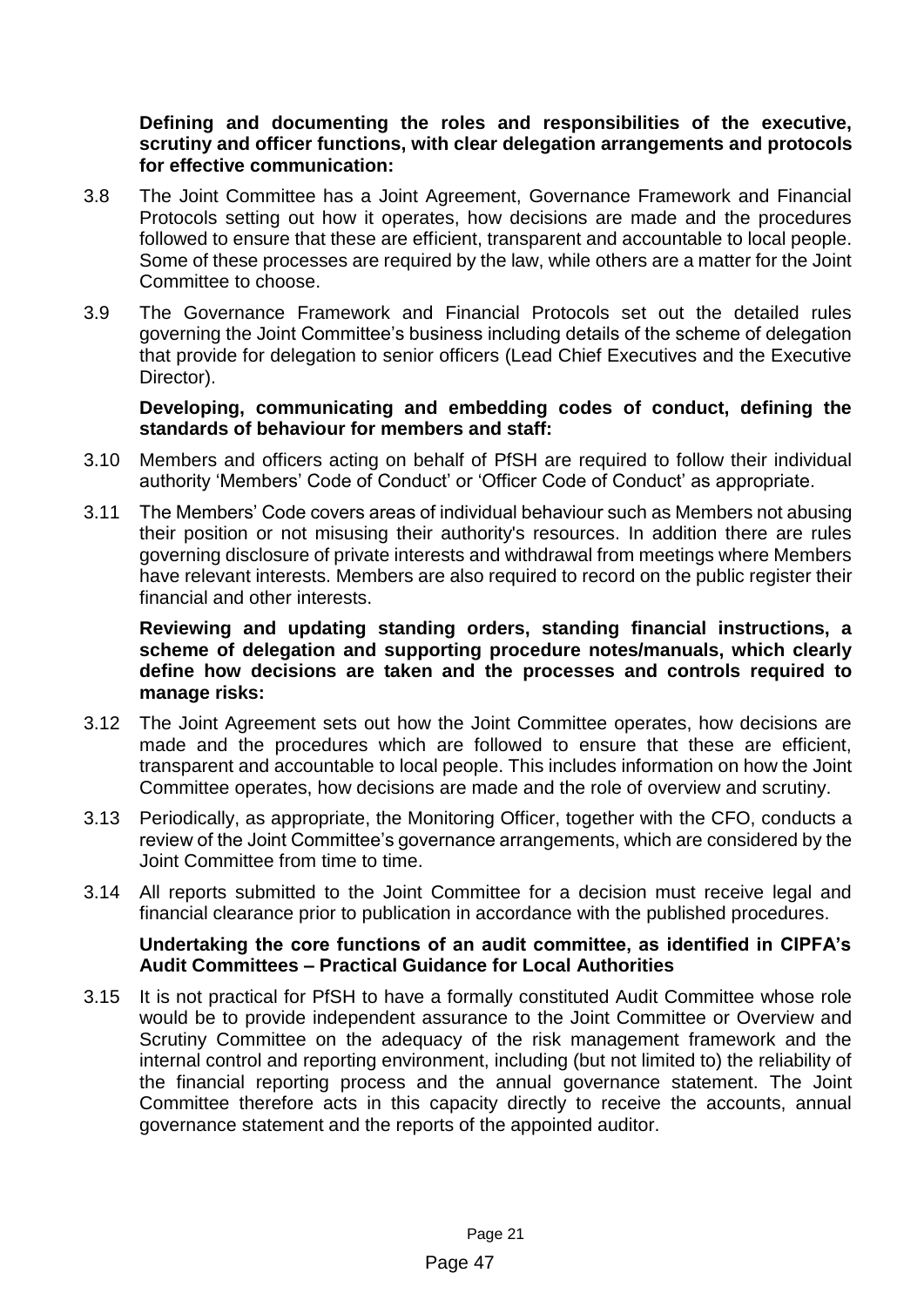**Defining and documenting the roles and responsibilities of the executive, scrutiny and officer functions, with clear delegation arrangements and protocols for effective communication:**

3.8 The Joint Committee has a Joint Agreement, Governance Framework and Financial Protocols setting out how it operates, how decisions are made and the procedures followed to ensure that these are efficient, transparent and accountable to local people. Some of these processes are required by the law, while others are a matter for the Joint Committee to choose.

3.9 The Governance Framework and Financial Protocols set out the detailed rules governing the Joint Committee's business including details of the scheme of delegation that provide for delegation to senior officers (Lead Chief Executives and the Executive Director).

**Developing, communicating and embedding codes of conduct, defining the standards of behaviour for members and staff:**

3.10 Members and officers acting on behalf of PfSH are required to follow their individual authority 'Members' Code of Conduct' or 'Officer Code of Conduct' as appropriate.

3.11 The Members' Code covers areas of individual behaviour such as Members not abusing their position or not misusing their authority's resources. In addition there are rules governing disclosure of private interests and withdrawal from meetings where Members have relevant interests. Members are also required to record on the public register their financial and other interests.

**Reviewing and updating standing orders, standing financial instructions, a scheme of delegation and supporting procedure notes/manuals, which clearly define how decisions are taken and the processes and controls required to manage risks:**

3.12 The Joint Agreement sets out how the Joint Committee operates, how decisions are made and the procedures which are followed to ensure that these are efficient, transparent and accountable to local people. This includes information on how the Joint Committee operates, how decisions are made and the role of overview and scrutiny.

3.13 Periodically, as appropriate, the Monitoring Officer, together with the CFO, conducts a review of the Joint Committee's governance arrangements, which are considered by the Joint Committee from time to time.

3.14 All reports submitted to the Joint Committee for a decision must receive legal and financial clearance prior to publication in accordance with the published procedures.

**Undertaking the core functions of an audit committee, as identified in CIPFA's Audit Committees – Practical Guidance for Local Authorities**

3.15 It is not practical for PfSH to have a formally constituted Audit Committee whose role would be to provide independent assurance to the Joint Committee or Overview and Scrutiny Committee on the adequacy of the risk management framework and the internal control and reporting environment, including (but not limited to) the reliability of the financial reporting process and the annual governance statement. The Joint Committee therefore acts in this capacity directly to receive the accounts, annual governance statement and the reports of the appointed auditor.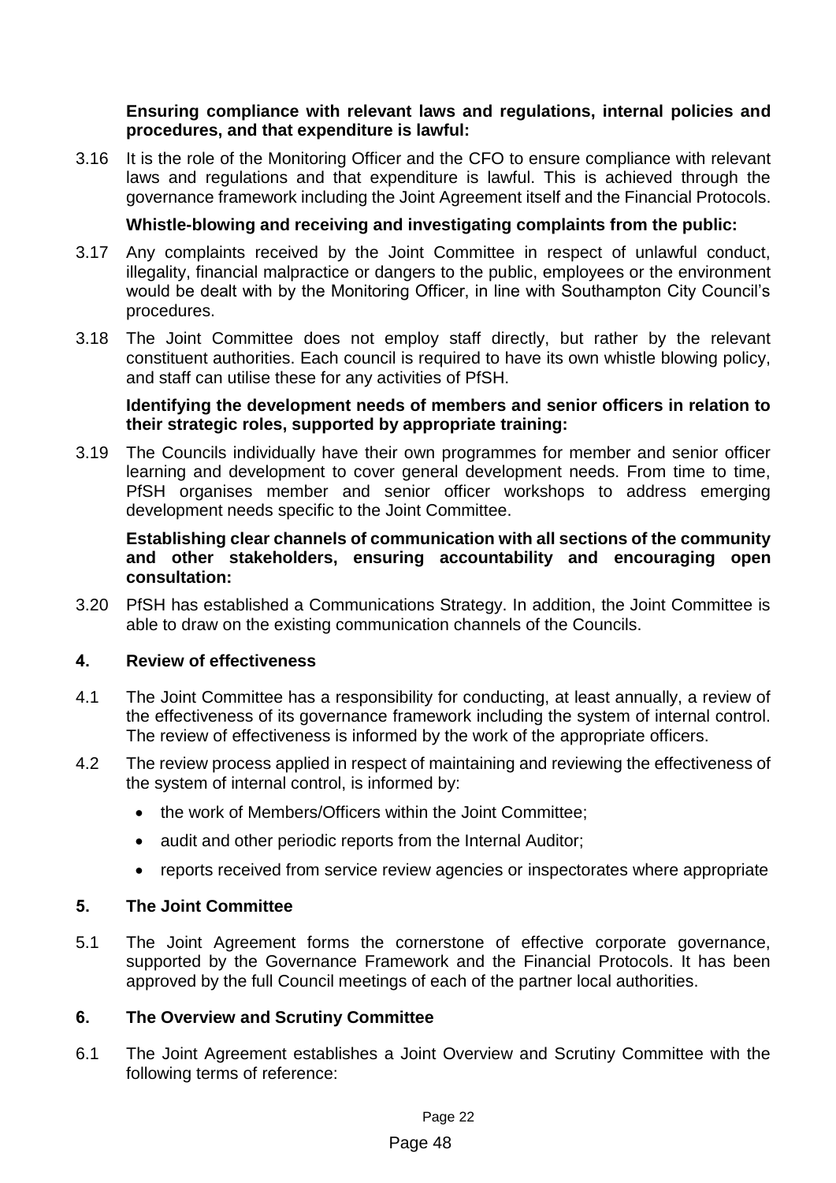**Ensuring compliance with relevant laws and regulations, internal policies and procedures, and that expenditure is lawful:**

3.16 It is the role of the Monitoring Officer and the CFO to ensure compliance with relevant laws and regulations and that expenditure is lawful. This is achieved through the governance framework including the Joint Agreement itself and the Financial Protocols.

**Whistle-blowing and receiving and investigating complaints from the public:**

3.17 Any complaints received by the Joint Committee in respect of unlawful conduct, illegality, financial malpractice or dangers to the public, employees or the environment would be dealt with by the Monitoring Officer, in line with Southampton City Council's procedures.

3.18 The Joint Committee does not employ staff directly, but rather by the relevant constituent authorities. Each council is required to have its own whistle blowing policy, and staff can utilise these for any activities of PfSH.

**Identifying the development needs of members and senior officers in relation to their strategic roles, supported by appropriate training:**

3.19 The Councils individually have their own programmes for member and senior officer learning and development to cover general development needs. From time to time, PfSH organises member and senior officer workshops to address emerging development needs specific to the Joint Committee.

**Establishing clear channels of communication with all sections of the community and other stakeholders, ensuring accountability and encouraging open consultation:**

3.20 PfSH has established a Communications Strategy. In addition, the Joint Committee is able to draw on the existing communication channels of the Councils.

## 4. Review of effectiveness

4.1 The Joint Committee has a responsibility for conducting, at least annually, a review of the effectiveness of its governance framework including the system of internal control. The review of effectiveness is informed by the work of the appropriate officers.

4.2 The review process applied in respect of maintaining and reviewing the effectiveness of the system of internal control, is informed by:

- the work of Members/Officers within the Joint Committee;
- audit and other periodic reports from the Internal Auditor;
- reports received from service review agencies or inspectorates where appropriate

## 5. The Joint Committee

5.1 The Joint Agreement forms the cornerstone of effective corporate governance, supported by the Governance Framework and the Financial Protocols. It has been approved by the full Council meetings of each of the partner local authorities.

## 6. The Overview and Scrutiny Committee

6.1 The Joint Agreement establishes a Joint Overview and Scrutiny Committee with the following terms of reference: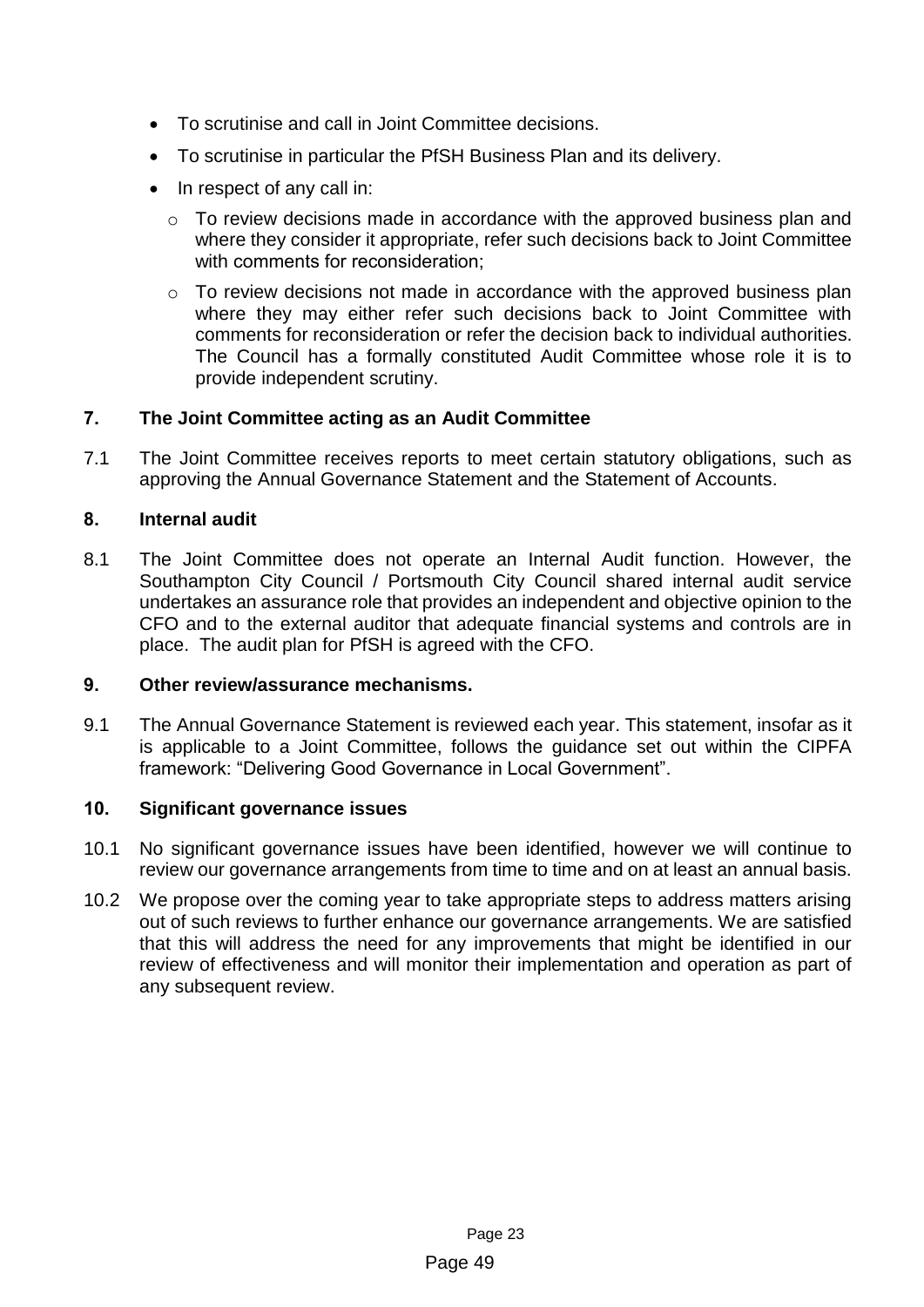- To scrutinise and call in Joint Committee decisions.
- To scrutinise in particular the PfSH Business Plan and its delivery.
- In respect of any call in:
  - To review decisions made in accordance with the approved business plan and where they consider it appropriate, refer such decisions back to Joint Committee with comments for reconsideration;
  - To review decisions not made in accordance with the approved business plan where they may either refer such decisions back to Joint Committee with comments for reconsideration or refer the decision back to individual authorities. The Council has a formally constituted Audit Committee whose role it is to provide independent scrutiny.

## 7. The Joint Committee acting as an Audit Committee

7.1 The Joint Committee receives reports to meet certain statutory obligations, such as approving the Annual Governance Statement and the Statement of Accounts.

## 8. Internal audit

8.1 The Joint Committee does not operate an Internal Audit function. However, the Southampton City Council / Portsmouth City Council shared internal audit service undertakes an assurance role that provides an independent and objective opinion to the CFO and to the external auditor that adequate financial systems and controls are in place. The audit plan for PfSH is agreed with the CFO.

## 9. Other review/assurance mechanisms.

9.1 The Annual Governance Statement is reviewed each year. This statement, insofar as it is applicable to a Joint Committee, follows the guidance set out within the CIPFA framework: "Delivering Good Governance in Local Government".

## 10. Significant governance issues

10.1 No significant governance issues have been identified, however we will continue to review our governance arrangements from time to time and on at least an annual basis.

10.2 We propose over the coming year to take appropriate steps to address matters arising out of such reviews to further enhance our governance arrangements. We are satisfied that this will address the need for any improvements that might be identified in our review of effectiveness and will monitor their implementation and operation as part of any subsequent review.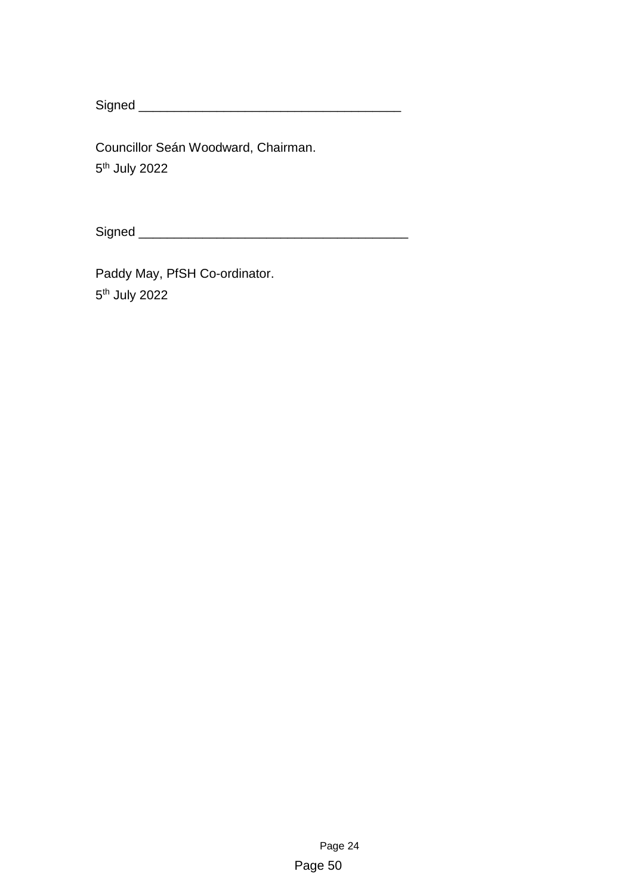Signed ____________________________________

Councillor Seán Woodward, Chairman.
5th July 2022

Signed _____________________________________

Paddy May, PfSH Co-ordinator.
5th July 2022